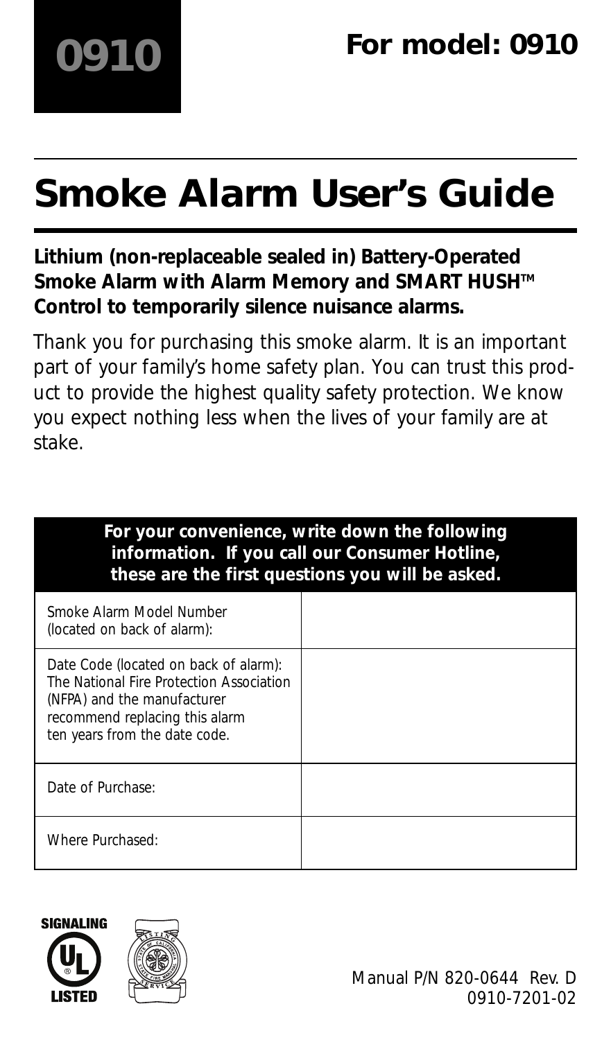**0910**

**For model: 0910**

# Smoke Alarm User's Guide

**Lithium (non-replaceable sealed in) Battery-Operated Smoke Alarm with Alarm Memory and SMART HUSH™ Control to temporarily silence nuisance alarms.**

Thank you for purchasing this smoke alarm. It is an important part of your family's home safety plan. You can trust this product to provide the highest quality safety protection. We know you expect nothing less when the lives of your family are at stake.

| For your convenience, write down the following information. If you call our Consumer Hotline, these are the first questions you will be asked. | |
|---|---|
| Smoke Alarm Model Number (located on back of alarm): | |
| Date Code (located on back of alarm): The National Fire Protection Association (NFPA) and the manufacturer recommend replacing this alarm ten years from the date code. | |
| Date of Purchase: | |
| Where Purchased: | |

SIGNALING UL LISTED

Manual P/N 820-0644 Rev. D
0910-7201-02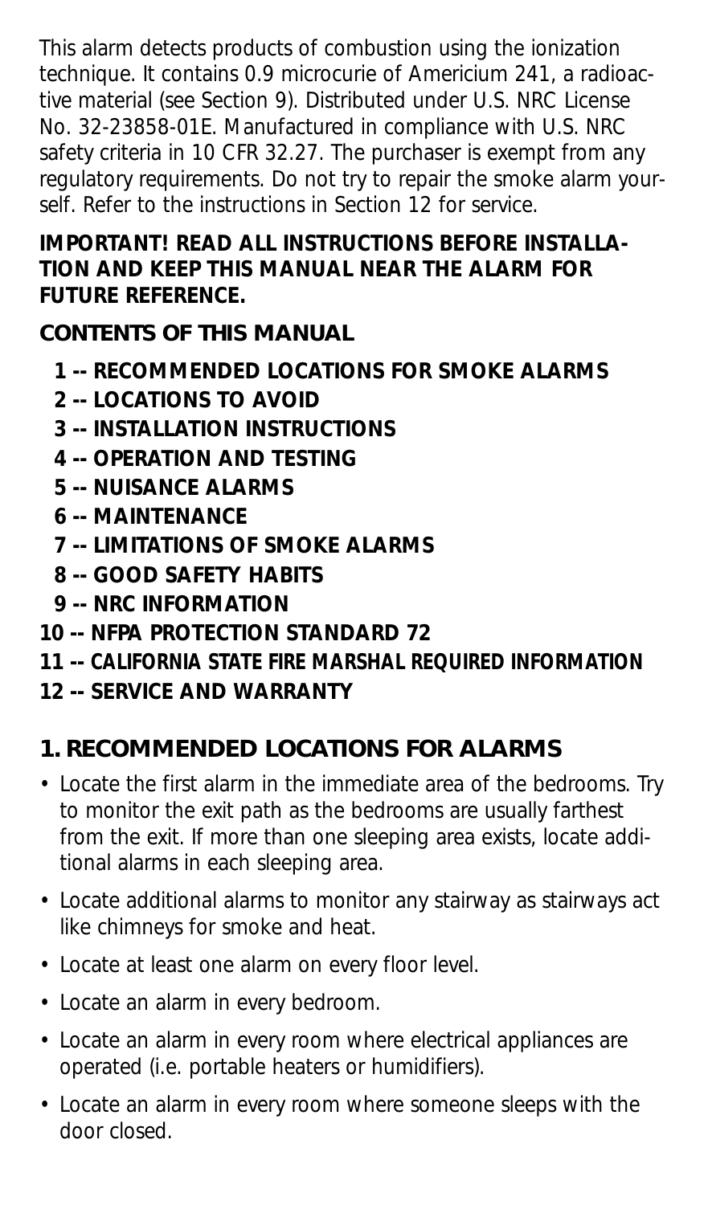This alarm detects products of combustion using the ionization technique. It contains 0.9 microcurie of Americium 241, a radioactive material (see Section 9). Distributed under U.S. NRC License No. 32-23858-01E. Manufactured in compliance with U.S. NRC safety criteria in 10 CFR 32.27. The purchaser is exempt from any regulatory requirements. Do not try to repair the smoke alarm yourself. Refer to the instructions in Section 12 for service.

**IMPORTANT! READ ALL INSTRUCTIONS BEFORE INSTALLATION AND KEEP THIS MANUAL NEAR THE ALARM FOR FUTURE REFERENCE.**

**CONTENTS OF THIS MANUAL**

**1 -- RECOMMENDED LOCATIONS FOR SMOKE ALARMS**
**2 -- LOCATIONS TO AVOID**
**3 -- INSTALLATION INSTRUCTIONS**
**4 -- OPERATION AND TESTING**
**5 -- NUISANCE ALARMS**
**6 -- MAINTENANCE**
**7 -- LIMITATIONS OF SMOKE ALARMS**
**8 -- GOOD SAFETY HABITS**
**9 -- NRC INFORMATION**
**10 -- NFPA PROTECTION STANDARD 72**
**11 -- CALIFORNIA STATE FIRE MARSHAL REQUIRED INFORMATION**
**12 -- SERVICE AND WARRANTY**

## 1. RECOMMENDED LOCATIONS FOR ALARMS

- Locate the first alarm in the immediate area of the bedrooms. Try to monitor the exit path as the bedrooms are usually farthest from the exit. If more than one sleeping area exists, locate additional alarms in each sleeping area.
- Locate additional alarms to monitor any stairway as stairways act like chimneys for smoke and heat.
- Locate at least one alarm on every floor level.
- Locate an alarm in every bedroom.
- Locate an alarm in every room where electrical appliances are operated (i.e. portable heaters or humidifiers).
- Locate an alarm in every room where someone sleeps with the door closed.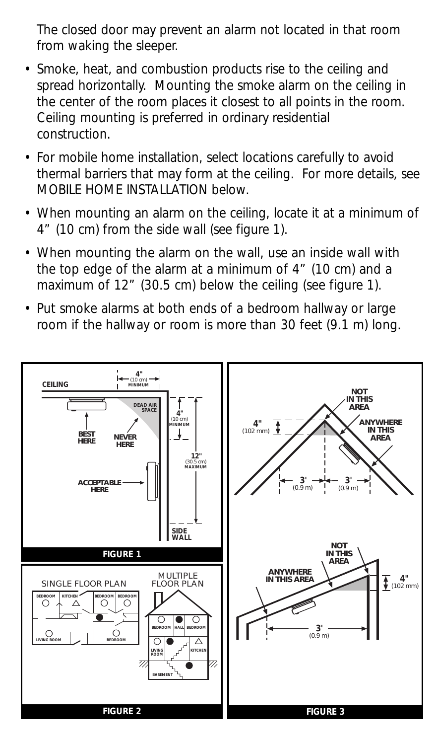The closed door may prevent an alarm not located in that room from waking the sleeper.

- Smoke, heat, and combustion products rise to the ceiling and spread horizontally. Mounting the smoke alarm on the ceiling in the center of the room places it closest to all points in the room. Ceiling mounting is preferred in ordinary residential construction.
- For mobile home installation, select locations carefully to avoid thermal barriers that may form at the ceiling. For more details, see MOBILE HOME INSTALLATION below.
- When mounting an alarm on the ceiling, locate it at a minimum of 4" (10 cm) from the side wall (see figure 1).
- When mounting the alarm on the wall, use an inside wall with the top edge of the alarm at a minimum of 4" (10 cm) and a maximum of 12" (30.5 cm) below the ceiling (see figure 1).
- Put smoke alarms at both ends of a bedroom hallway or large room if the hallway or room is more than 30 feet (9.1 m) long.

FIGURE 1

FIGURE 2

FIGURE 3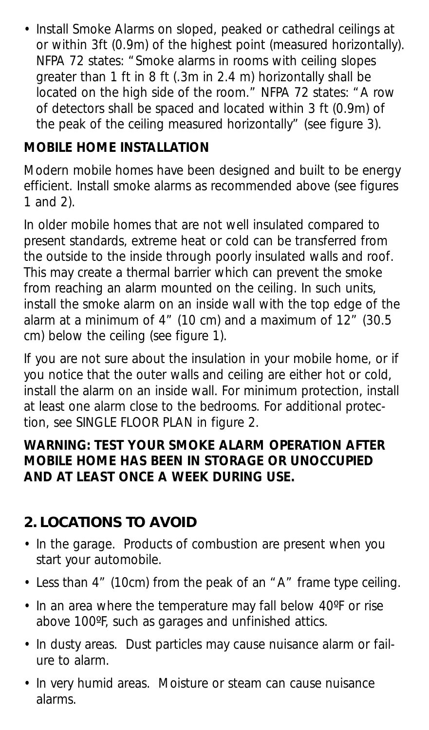- Install Smoke Alarms on sloped, peaked or cathedral ceilings at or within 3ft (0.9m) of the highest point (measured horizontally). NFPA 72 states: "Smoke alarms in rooms with ceiling slopes greater than 1 ft in 8 ft (.3m in 2.4 m) horizontally shall be located on the high side of the room." NFPA 72 states: "A row of detectors shall be spaced and located within 3 ft (0.9m) of the peak of the ceiling measured horizontally" (see figure 3).

**MOBILE HOME INSTALLATION**

Modern mobile homes have been designed and built to be energy efficient. Install smoke alarms as recommended above (see figures 1 and 2).

In older mobile homes that are not well insulated compared to present standards, extreme heat or cold can be transferred from the outside to the inside through poorly insulated walls and roof. This may create a thermal barrier which can prevent the smoke from reaching an alarm mounted on the ceiling. In such units, install the smoke alarm on an inside wall with the top edge of the alarm at a minimum of 4" (10 cm) and a maximum of 12" (30.5 cm) below the ceiling (see figure 1).

If you are not sure about the insulation in your mobile home, or if you notice that the outer walls and ceiling are either hot or cold, install the alarm on an inside wall. For minimum protection, install at least one alarm close to the bedrooms. For additional protection, see SINGLE FLOOR PLAN in figure 2.

**WARNING: TEST YOUR SMOKE ALARM OPERATION AFTER MOBILE HOME HAS BEEN IN STORAGE OR UNOCCUPIED AND AT LEAST ONCE A WEEK DURING USE.**

## 2. LOCATIONS TO AVOID

- In the garage. Products of combustion are present when you start your automobile.
- Less than 4" (10cm) from the peak of an "A" frame type ceiling.
- In an area where the temperature may fall below 40ºF or rise above 100ºF, such as garages and unfinished attics.
- In dusty areas. Dust particles may cause nuisance alarm or failure to alarm.
- In very humid areas. Moisture or steam can cause nuisance alarms.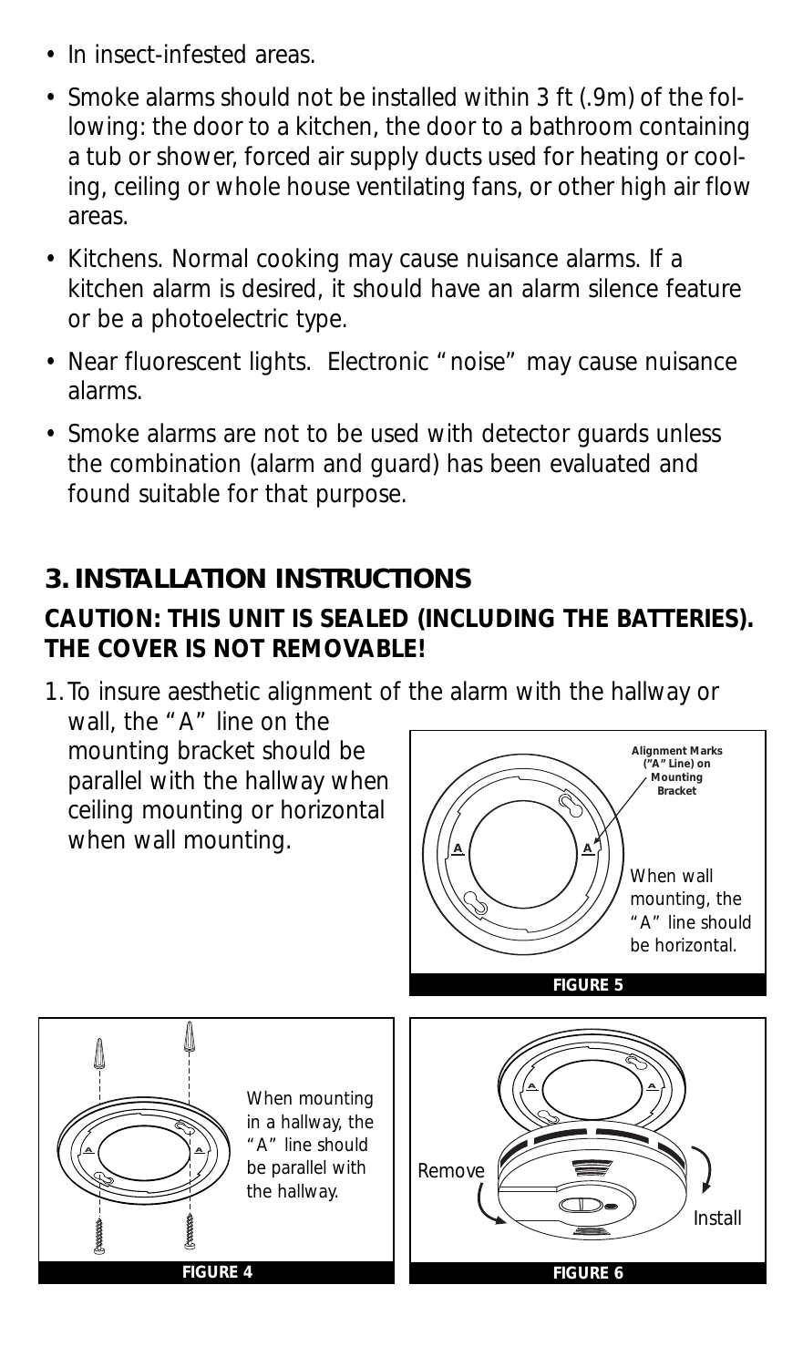- In insect-infested areas.
- Smoke alarms should not be installed within 3 ft (.9m) of the following: the door to a kitchen, the door to a bathroom containing a tub or shower, forced air supply ducts used for heating or cooling, ceiling or whole house ventilating fans, or other high air flow areas.
- Kitchens. Normal cooking may cause nuisance alarms. If a kitchen alarm is desired, it should have an alarm silence feature or be a photoelectric type.
- Near fluorescent lights. Electronic "noise" may cause nuisance alarms.
- Smoke alarms are not to be used with detector guards unless the combination (alarm and guard) has been evaluated and found suitable for that purpose.

## 3. INSTALLATION INSTRUCTIONS

**CAUTION: THIS UNIT IS SEALED (INCLUDING THE BATTERIES). THE COVER IS NOT REMOVABLE!**

1. To insure aesthetic alignment of the alarm with the hallway or wall, the "A" line on the mounting bracket should be parallel with the hallway when ceiling mounting or horizontal when wall mounting.

Alignment Marks ("A" Line) on Mounting Bracket

When wall mounting, the "A" line should be horizontal.

**FIGURE 5**

When mounting in a hallway, the "A" line should be parallel with the hallway.

**FIGURE 4**

Remove

Install

**FIGURE 6**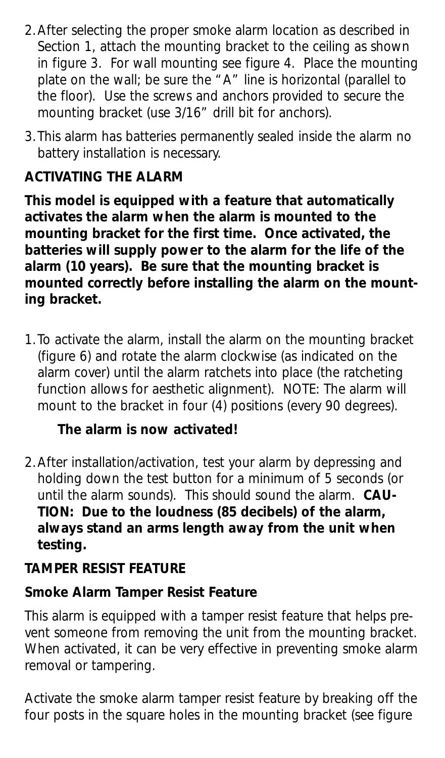2. After selecting the proper smoke alarm location as described in Section 1, attach the mounting bracket to the ceiling as shown in figure 3. For wall mounting see figure 4. Place the mounting plate on the wall; be sure the "A" line is horizontal (parallel to the floor). Use the screws and anchors provided to secure the mounting bracket (use 3/16" drill bit for anchors).
3. This alarm has batteries permanently sealed inside the alarm no battery installation is necessary.

## ACTIVATING THE ALARM

**This model is equipped with a feature that automatically activates the alarm when the alarm is mounted to the mounting bracket for the first time. Once activated, the batteries will supply power to the alarm for the life of the alarm (10 years). Be sure that the mounting bracket is mounted correctly before installing the alarm on the mounting bracket.**

1. To activate the alarm, install the alarm on the mounting bracket (figure 6) and rotate the alarm clockwise (as indicated on the alarm cover) until the alarm ratchets into place (the ratcheting function allows for aesthetic alignment). NOTE: The alarm will mount to the bracket in four (4) positions (every 90 degrees).

   **The alarm is now activated!**

2. After installation/activation, test your alarm by depressing and holding down the test button for a minimum of 5 seconds (or until the alarm sounds). This should sound the alarm. **CAUTION: Due to the loudness (85 decibels) of the alarm, always stand an arms length away from the unit when testing.**

## TAMPER RESIST FEATURE

### Smoke Alarm Tamper Resist Feature

This alarm is equipped with a tamper resist feature that helps prevent someone from removing the unit from the mounting bracket. When activated, it can be very effective in preventing smoke alarm removal or tampering.

Activate the smoke alarm tamper resist feature by breaking off the four posts in the square holes in the mounting bracket (see figure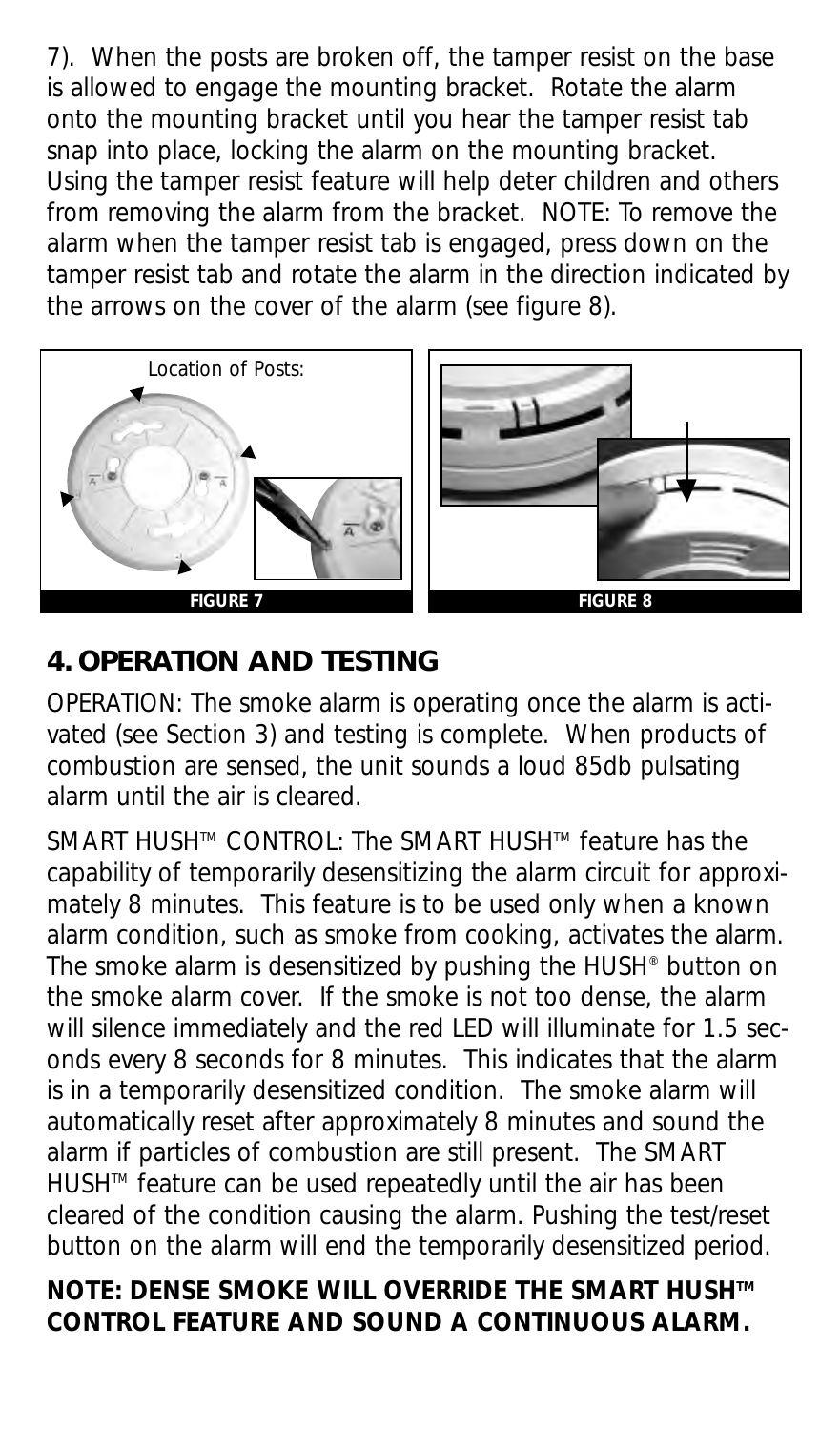7). When the posts are broken off, the tamper resist on the base is allowed to engage the mounting bracket. Rotate the alarm onto the mounting bracket until you hear the tamper resist tab snap into place, locking the alarm on the mounting bracket. Using the tamper resist feature will help deter children and others from removing the alarm from the bracket. NOTE: To remove the alarm when the tamper resist tab is engaged, press down on the tamper resist tab and rotate the alarm in the direction indicated by the arrows on the cover of the alarm (see figure 8).

Location of Posts:

FIGURE 7

FIGURE 8

## 4. OPERATION AND TESTING

OPERATION: The smoke alarm is operating once the alarm is activated (see Section 3) and testing is complete. When products of combustion are sensed, the unit sounds a loud 85db pulsating alarm until the air is cleared.

SMART HUSH™ CONTROL: The SMART HUSH™ feature has the capability of temporarily desensitizing the alarm circuit for approximately 8 minutes. This feature is to be used only when a known alarm condition, such as smoke from cooking, activates the alarm. The smoke alarm is desensitized by pushing the HUSH® button on the smoke alarm cover. If the smoke is not too dense, the alarm will silence immediately and the red LED will illuminate for 1.5 seconds every 8 seconds for 8 minutes. This indicates that the alarm is in a temporarily desensitized condition. The smoke alarm will automatically reset after approximately 8 minutes and sound the alarm if particles of combustion are still present. The SMART HUSH™ feature can be used repeatedly until the air has been cleared of the condition causing the alarm. Pushing the test/reset button on the alarm will end the temporarily desensitized period.

**NOTE: DENSE SMOKE WILL OVERRIDE THE SMART HUSH™ CONTROL FEATURE AND SOUND A CONTINUOUS ALARM.**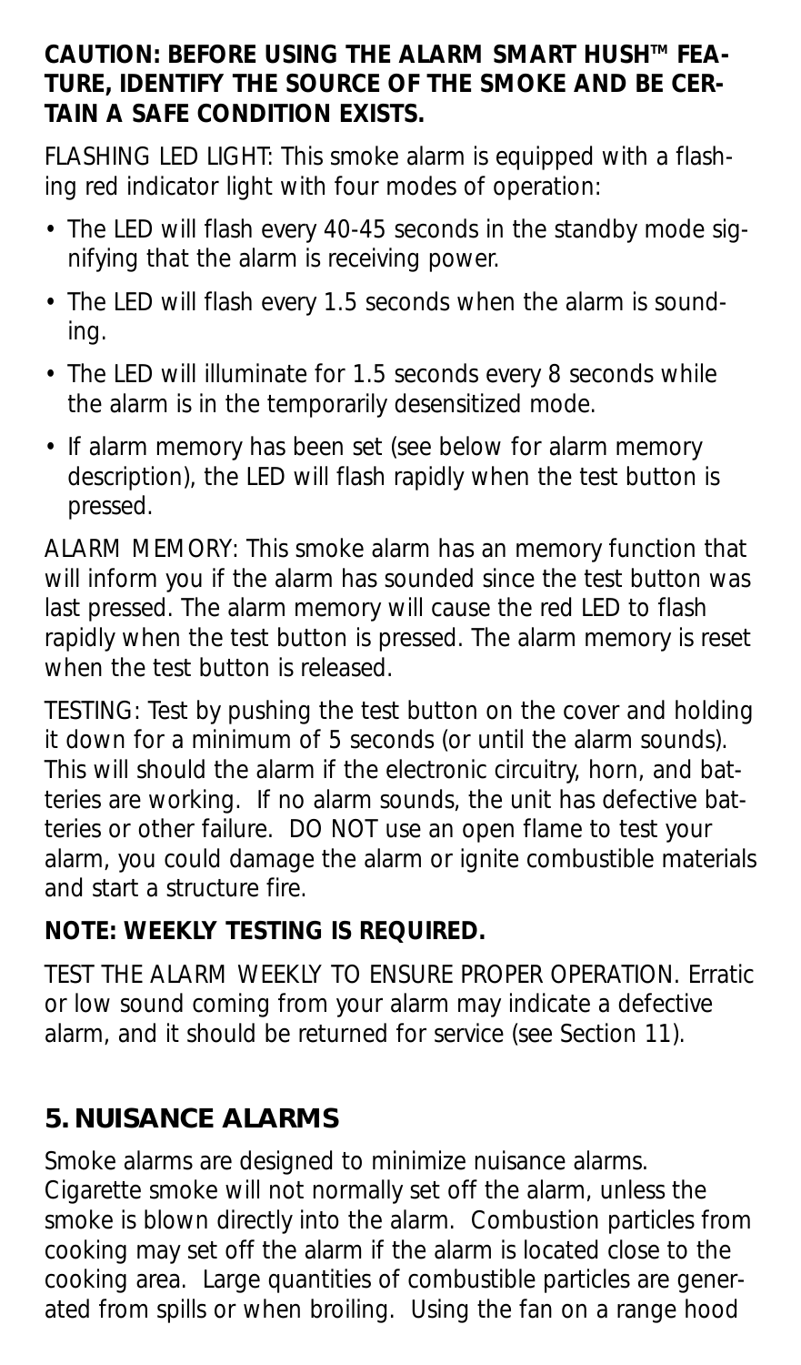**CAUTION: BEFORE USING THE ALARM SMART HUSH™ FEATURE, IDENTIFY THE SOURCE OF THE SMOKE AND BE CERTAIN A SAFE CONDITION EXISTS.**

FLASHING LED LIGHT: This smoke alarm is equipped with a flashing red indicator light with four modes of operation:

- The LED will flash every 40-45 seconds in the standby mode signifying that the alarm is receiving power.
- The LED will flash every 1.5 seconds when the alarm is sounding.
- The LED will illuminate for 1.5 seconds every 8 seconds while the alarm is in the temporarily desensitized mode.
- If alarm memory has been set (see below for alarm memory description), the LED will flash rapidly when the test button is pressed.

ALARM MEMORY: This smoke alarm has an memory function that will inform you if the alarm has sounded since the test button was last pressed. The alarm memory will cause the red LED to flash rapidly when the test button is pressed. The alarm memory is reset when the test button is released.

TESTING: Test by pushing the test button on the cover and holding it down for a minimum of 5 seconds (or until the alarm sounds). This will should the alarm if the electronic circuitry, horn, and batteries are working. If no alarm sounds, the unit has defective batteries or other failure. DO NOT use an open flame to test your alarm, you could damage the alarm or ignite combustible materials and start a structure fire.

**NOTE: WEEKLY TESTING IS REQUIRED.**

TEST THE ALARM WEEKLY TO ENSURE PROPER OPERATION. Erratic or low sound coming from your alarm may indicate a defective alarm, and it should be returned for service (see Section 11).

## 5. NUISANCE ALARMS

Smoke alarms are designed to minimize nuisance alarms. Cigarette smoke will not normally set off the alarm, unless the smoke is blown directly into the alarm. Combustion particles from cooking may set off the alarm if the alarm is located close to the cooking area. Large quantities of combustible particles are generated from spills or when broiling. Using the fan on a range hood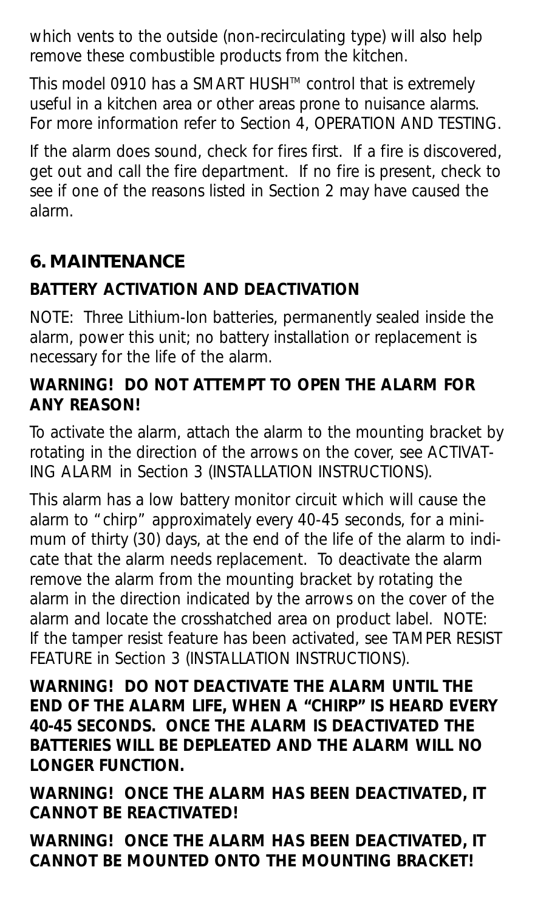which vents to the outside (non-recirculating type) will also help remove these combustible products from the kitchen.

This model 0910 has a SMART HUSH™ control that is extremely useful in a kitchen area or other areas prone to nuisance alarms. For more information refer to Section 4, OPERATION AND TESTING.

If the alarm does sound, check for fires first. If a fire is discovered, get out and call the fire department. If no fire is present, check to see if one of the reasons listed in Section 2 may have caused the alarm.

## 6. MAINTENANCE

### BATTERY ACTIVATION AND DEACTIVATION

NOTE: Three Lithium-Ion batteries, permanently sealed inside the alarm, power this unit; no battery installation or replacement is necessary for the life of the alarm.

**WARNING! DO NOT ATTEMPT TO OPEN THE ALARM FOR ANY REASON!**

To activate the alarm, attach the alarm to the mounting bracket by rotating in the direction of the arrows on the cover, see ACTIVATING ALARM in Section 3 (INSTALLATION INSTRUCTIONS).

This alarm has a low battery monitor circuit which will cause the alarm to "chirp" approximately every 40-45 seconds, for a minimum of thirty (30) days, at the end of the life of the alarm to indicate that the alarm needs replacement. To deactivate the alarm remove the alarm from the mounting bracket by rotating the alarm in the direction indicated by the arrows on the cover of the alarm and locate the crosshatched area on product label. NOTE: If the tamper resist feature has been activated, see TAMPER RESIST FEATURE in Section 3 (INSTALLATION INSTRUCTIONS).

**WARNING! DO NOT DEACTIVATE THE ALARM UNTIL THE END OF THE ALARM LIFE, WHEN A "CHIRP" IS HEARD EVERY 40-45 SECONDS. ONCE THE ALARM IS DEACTIVATED THE BATTERIES WILL BE DEPLEATED AND THE ALARM WILL NO LONGER FUNCTION.**

**WARNING! ONCE THE ALARM HAS BEEN DEACTIVATED, IT CANNOT BE REACTIVATED!**

**WARNING! ONCE THE ALARM HAS BEEN DEACTIVATED, IT CANNOT BE MOUNTED ONTO THE MOUNTING BRACKET!**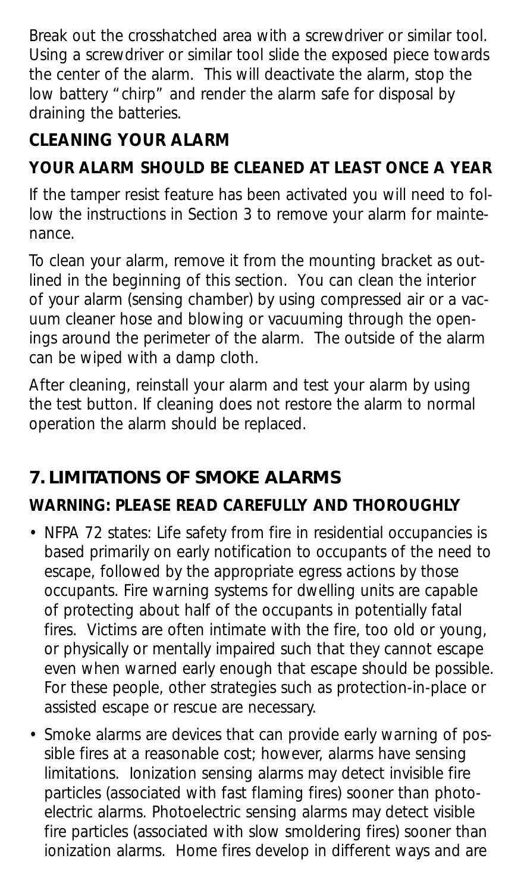Break out the crosshatched area with a screwdriver or similar tool. Using a screwdriver or similar tool slide the exposed piece towards the center of the alarm. This will deactivate the alarm, stop the low battery "chirp" and render the alarm safe for disposal by draining the batteries.

### CLEANING YOUR ALARM

### YOUR ALARM SHOULD BE CLEANED AT LEAST ONCE A YEAR

If the tamper resist feature has been activated you will need to follow the instructions in Section 3 to remove your alarm for maintenance.

To clean your alarm, remove it from the mounting bracket as outlined in the beginning of this section. You can clean the interior of your alarm (sensing chamber) by using compressed air or a vacuum cleaner hose and blowing or vacuuming through the openings around the perimeter of the alarm. The outside of the alarm can be wiped with a damp cloth.

After cleaning, reinstall your alarm and test your alarm by using the test button. If cleaning does not restore the alarm to normal operation the alarm should be replaced.

## 7. LIMITATIONS OF SMOKE ALARMS

### WARNING: PLEASE READ CAREFULLY AND THOROUGHLY

- NFPA 72 states: Life safety from fire in residential occupancies is based primarily on early notification to occupants of the need to escape, followed by the appropriate egress actions by those occupants. Fire warning systems for dwelling units are capable of protecting about half of the occupants in potentially fatal fires. Victims are often intimate with the fire, too old or young, or physically or mentally impaired such that they cannot escape even when warned early enough that escape should be possible. For these people, other strategies such as protection-in-place or assisted escape or rescue are necessary.
- Smoke alarms are devices that can provide early warning of possible fires at a reasonable cost; however, alarms have sensing limitations. Ionization sensing alarms may detect invisible fire particles (associated with fast flaming fires) sooner than photoelectric alarms. Photoelectric sensing alarms may detect visible fire particles (associated with slow smoldering fires) sooner than ionization alarms. Home fires develop in different ways and are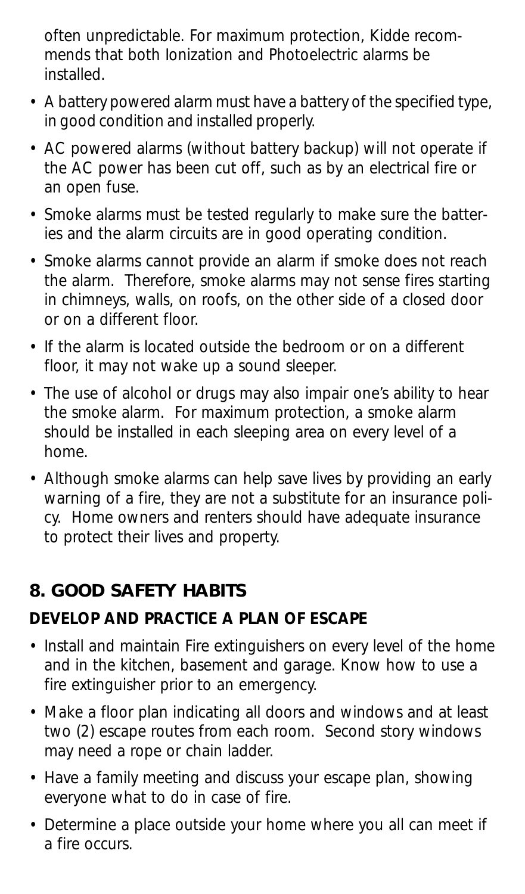often unpredictable. For maximum protection, Kidde recommends that both Ionization and Photoelectric alarms be installed.

- A battery powered alarm must have a battery of the specified type, in good condition and installed properly.
- AC powered alarms (without battery backup) will not operate if the AC power has been cut off, such as by an electrical fire or an open fuse.
- Smoke alarms must be tested regularly to make sure the batteries and the alarm circuits are in good operating condition.
- Smoke alarms cannot provide an alarm if smoke does not reach the alarm. Therefore, smoke alarms may not sense fires starting in chimneys, walls, on roofs, on the other side of a closed door or on a different floor.
- If the alarm is located outside the bedroom or on a different floor, it may not wake up a sound sleeper.
- The use of alcohol or drugs may also impair one's ability to hear the smoke alarm. For maximum protection, a smoke alarm should be installed in each sleeping area on every level of a home.
- Although smoke alarms can help save lives by providing an early warning of a fire, they are not a substitute for an insurance policy. Home owners and renters should have adequate insurance to protect their lives and property.

## 8. GOOD SAFETY HABITS

### DEVELOP AND PRACTICE A PLAN OF ESCAPE

- Install and maintain Fire extinguishers on every level of the home and in the kitchen, basement and garage. Know how to use a fire extinguisher prior to an emergency.
- Make a floor plan indicating all doors and windows and at least two (2) escape routes from each room. Second story windows may need a rope or chain ladder.
- Have a family meeting and discuss your escape plan, showing everyone what to do in case of fire.
- Determine a place outside your home where you all can meet if a fire occurs.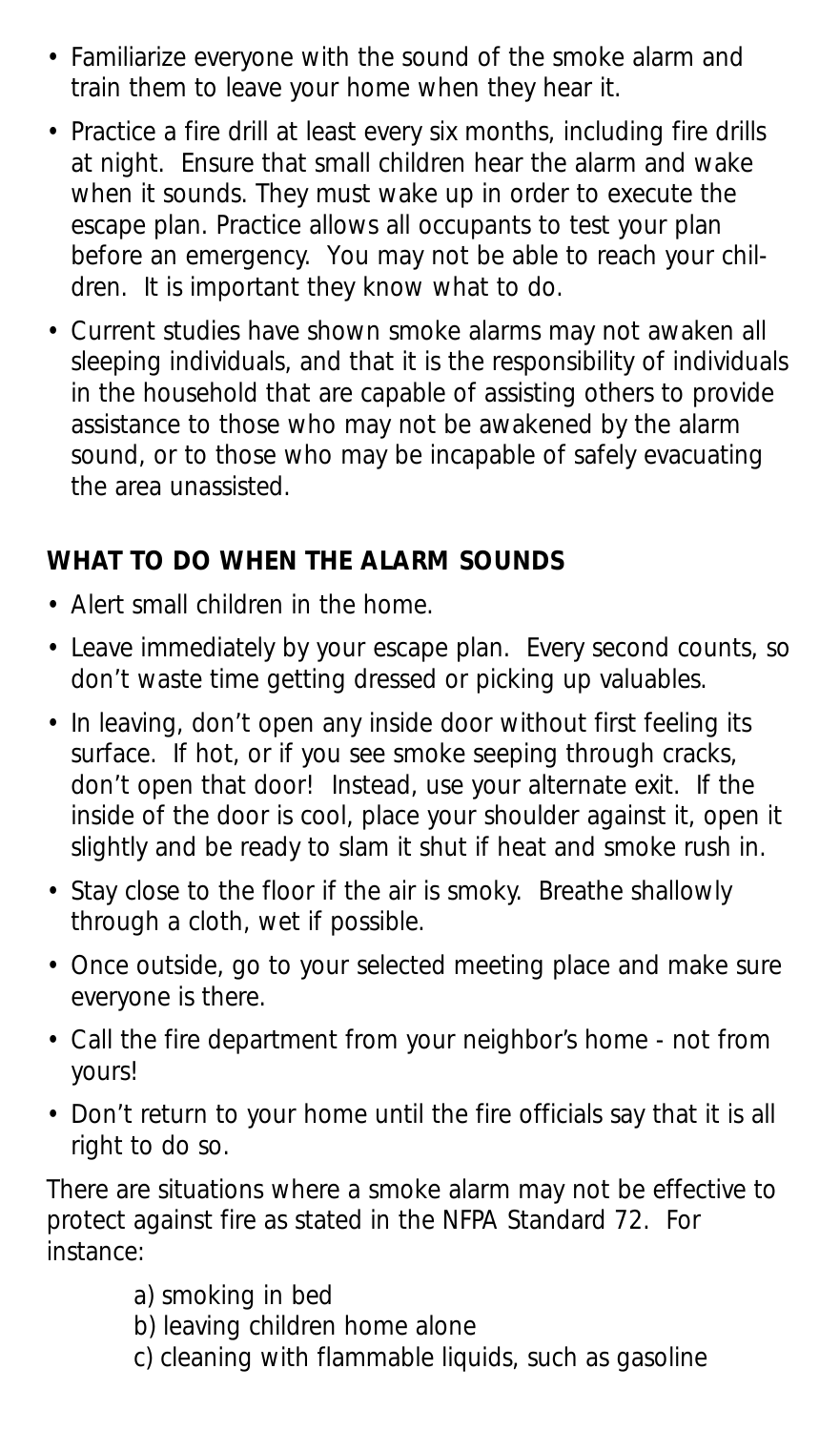- Familiarize everyone with the sound of the smoke alarm and train them to leave your home when they hear it.
- Practice a fire drill at least every six months, including fire drills at night. Ensure that small children hear the alarm and wake when it sounds. They must wake up in order to execute the escape plan. Practice allows all occupants to test your plan before an emergency. You may not be able to reach your children. It is important they know what to do.
- Current studies have shown smoke alarms may not awaken all sleeping individuals, and that it is the responsibility of individuals in the household that are capable of assisting others to provide assistance to those who may not be awakened by the alarm sound, or to those who may be incapable of safely evacuating the area unassisted.

## WHAT TO DO WHEN THE ALARM SOUNDS

- Alert small children in the home.
- Leave immediately by your escape plan. Every second counts, so don't waste time getting dressed or picking up valuables.
- In leaving, don't open any inside door without first feeling its surface. If hot, or if you see smoke seeping through cracks, don't open that door! Instead, use your alternate exit. If the inside of the door is cool, place your shoulder against it, open it slightly and be ready to slam it shut if heat and smoke rush in.
- Stay close to the floor if the air is smoky. Breathe shallowly through a cloth, wet if possible.
- Once outside, go to your selected meeting place and make sure everyone is there.
- Call the fire department from your neighbor's home - not from yours!
- Don't return to your home until the fire officials say that it is all right to do so.

There are situations where a smoke alarm may not be effective to protect against fire as stated in the NFPA Standard 72. For instance:

a) smoking in bed
b) leaving children home alone
c) cleaning with flammable liquids, such as gasoline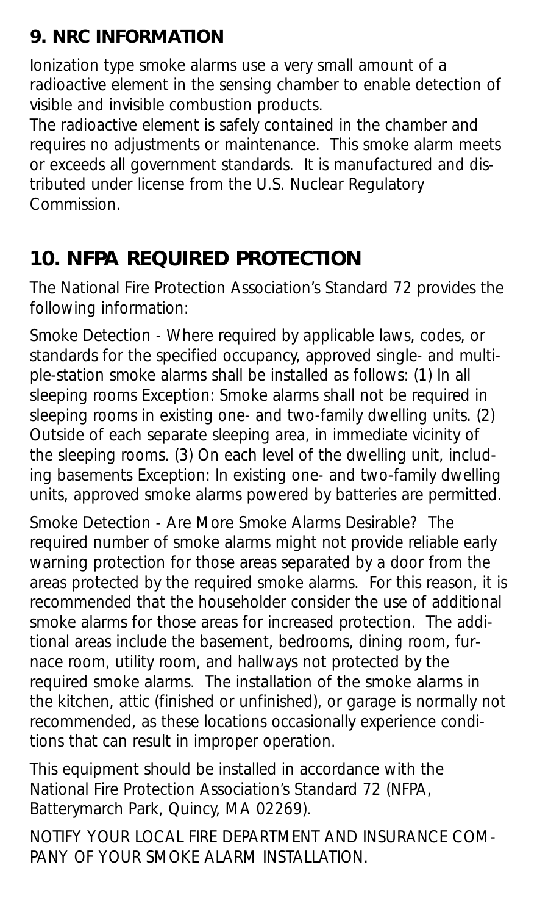## 9. NRC INFORMATION

Ionization type smoke alarms use a very small amount of a radioactive element in the sensing chamber to enable detection of visible and invisible combustion products.
The radioactive element is safely contained in the chamber and requires no adjustments or maintenance. This smoke alarm meets or exceeds all government standards. It is manufactured and distributed under license from the U.S. Nuclear Regulatory Commission.

## 10. NFPA REQUIRED PROTECTION

The National Fire Protection Association's Standard 72 provides the following information:

Smoke Detection - Where required by applicable laws, codes, or standards for the specified occupancy, approved single- and multiple-station smoke alarms shall be installed as follows: (1) In all sleeping rooms Exception: Smoke alarms shall not be required in sleeping rooms in existing one- and two-family dwelling units. (2) Outside of each separate sleeping area, in immediate vicinity of the sleeping rooms. (3) On each level of the dwelling unit, including basements Exception: In existing one- and two-family dwelling units, approved smoke alarms powered by batteries are permitted.

Smoke Detection - Are More Smoke Alarms Desirable? The required number of smoke alarms might not provide reliable early warning protection for those areas separated by a door from the areas protected by the required smoke alarms. For this reason, it is recommended that the householder consider the use of additional smoke alarms for those areas for increased protection. The additional areas include the basement, bedrooms, dining room, furnace room, utility room, and hallways not protected by the required smoke alarms. The installation of the smoke alarms in the kitchen, attic (finished or unfinished), or garage is normally not recommended, as these locations occasionally experience conditions that can result in improper operation.

This equipment should be installed in accordance with the National Fire Protection Association's Standard 72 (NFPA, Batterymarch Park, Quincy, MA 02269).

NOTIFY YOUR LOCAL FIRE DEPARTMENT AND INSURANCE COMPANY OF YOUR SMOKE ALARM INSTALLATION.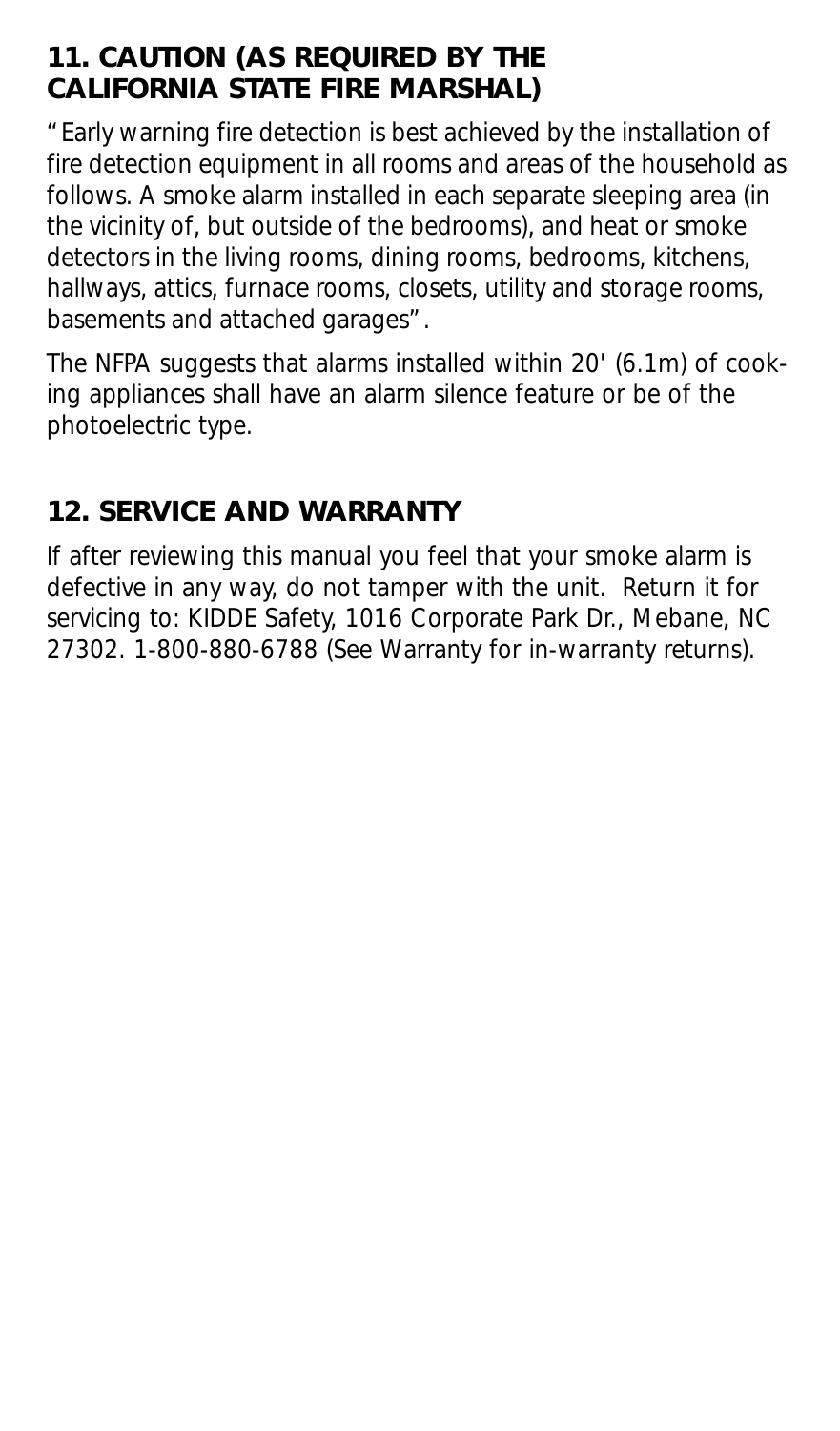## 11. CAUTION (AS REQUIRED BY THE CALIFORNIA STATE FIRE MARSHAL)

"Early warning fire detection is best achieved by the installation of fire detection equipment in all rooms and areas of the household as follows. A smoke alarm installed in each separate sleeping area (in the vicinity of, but outside of the bedrooms), and heat or smoke detectors in the living rooms, dining rooms, bedrooms, kitchens, hallways, attics, furnace rooms, closets, utility and storage rooms, basements and attached garages".

The NFPA suggests that alarms installed within 20' (6.1m) of cooking appliances shall have an alarm silence feature or be of the photoelectric type.

## 12. SERVICE AND WARRANTY

If after reviewing this manual you feel that your smoke alarm is defective in any way, do not tamper with the unit. Return it for servicing to: KIDDE Safety, 1016 Corporate Park Dr., Mebane, NC 27302. 1-800-880-6788 (See Warranty for in-warranty returns).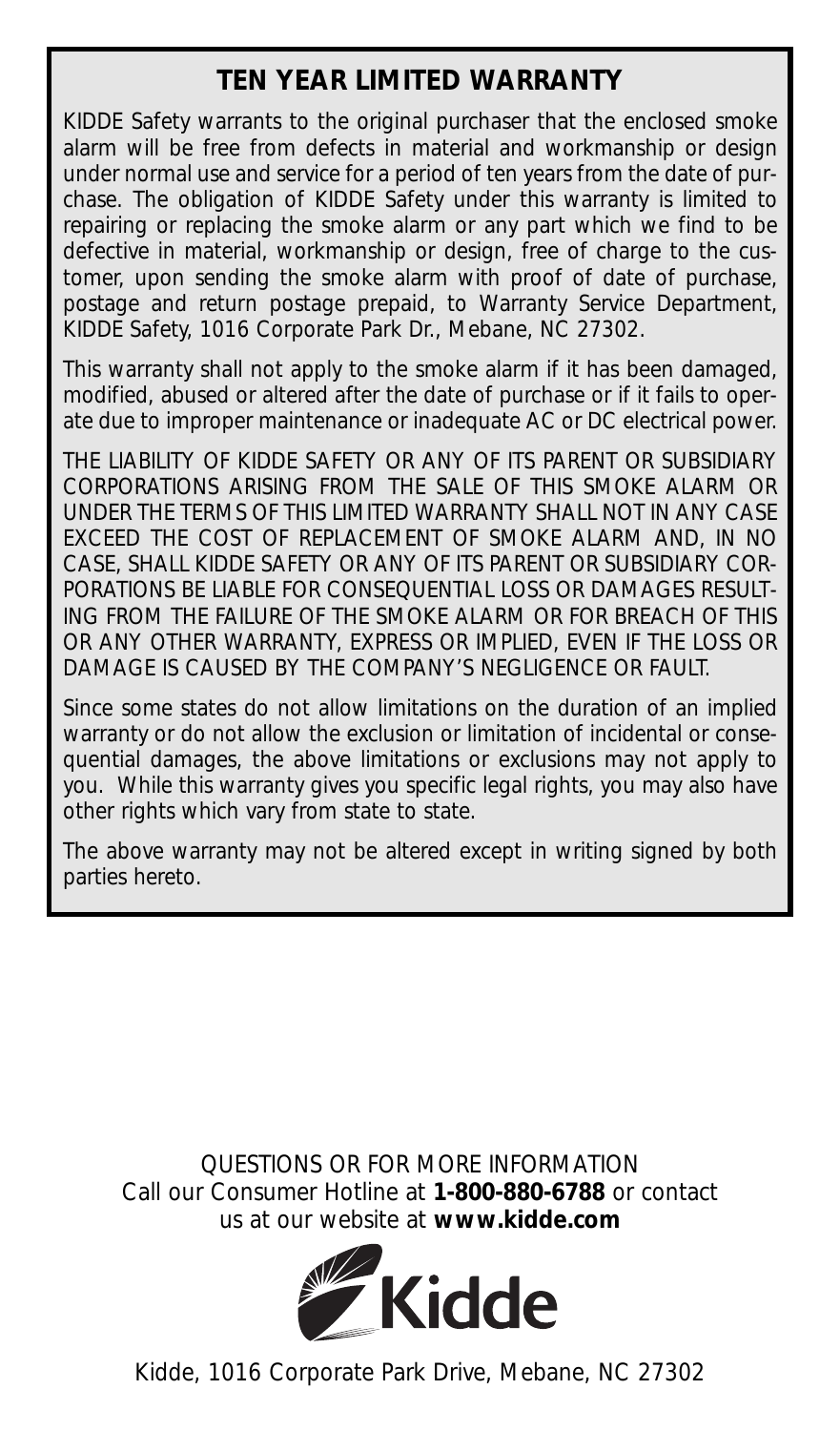## TEN YEAR LIMITED WARRANTY

KIDDE Safety warrants to the original purchaser that the enclosed smoke alarm will be free from defects in material and workmanship or design under normal use and service for a period of ten years from the date of purchase. The obligation of KIDDE Safety under this warranty is limited to repairing or replacing the smoke alarm or any part which we find to be defective in material, workmanship or design, free of charge to the customer, upon sending the smoke alarm with proof of date of purchase, postage and return postage prepaid, to Warranty Service Department, KIDDE Safety, 1016 Corporate Park Dr., Mebane, NC 27302.

This warranty shall not apply to the smoke alarm if it has been damaged, modified, abused or altered after the date of purchase or if it fails to operate due to improper maintenance or inadequate AC or DC electrical power.

THE LIABILITY OF KIDDE SAFETY OR ANY OF ITS PARENT OR SUBSIDIARY CORPORATIONS ARISING FROM THE SALE OF THIS SMOKE ALARM OR UNDER THE TERMS OF THIS LIMITED WARRANTY SHALL NOT IN ANY CASE EXCEED THE COST OF REPLACEMENT OF SMOKE ALARM AND, IN NO CASE, SHALL KIDDE SAFETY OR ANY OF ITS PARENT OR SUBSIDIARY CORPORATIONS BE LIABLE FOR CONSEQUENTIAL LOSS OR DAMAGES RESULTING FROM THE FAILURE OF THE SMOKE ALARM OR FOR BREACH OF THIS OR ANY OTHER WARRANTY, EXPRESS OR IMPLIED, EVEN IF THE LOSS OR DAMAGE IS CAUSED BY THE COMPANY'S NEGLIGENCE OR FAULT.

Since some states do not allow limitations on the duration of an implied warranty or do not allow the exclusion or limitation of incidental or consequential damages, the above limitations or exclusions may not apply to you. While this warranty gives you specific legal rights, you may also have other rights which vary from state to state.

The above warranty may not be altered except in writing signed by both parties hereto.

QUESTIONS OR FOR MORE INFORMATION
Call our Consumer Hotline at **1-800-880-6788** or contact us at our website at **www.kidde.com**

Kidde

Kidde, 1016 Corporate Park Drive, Mebane, NC 27302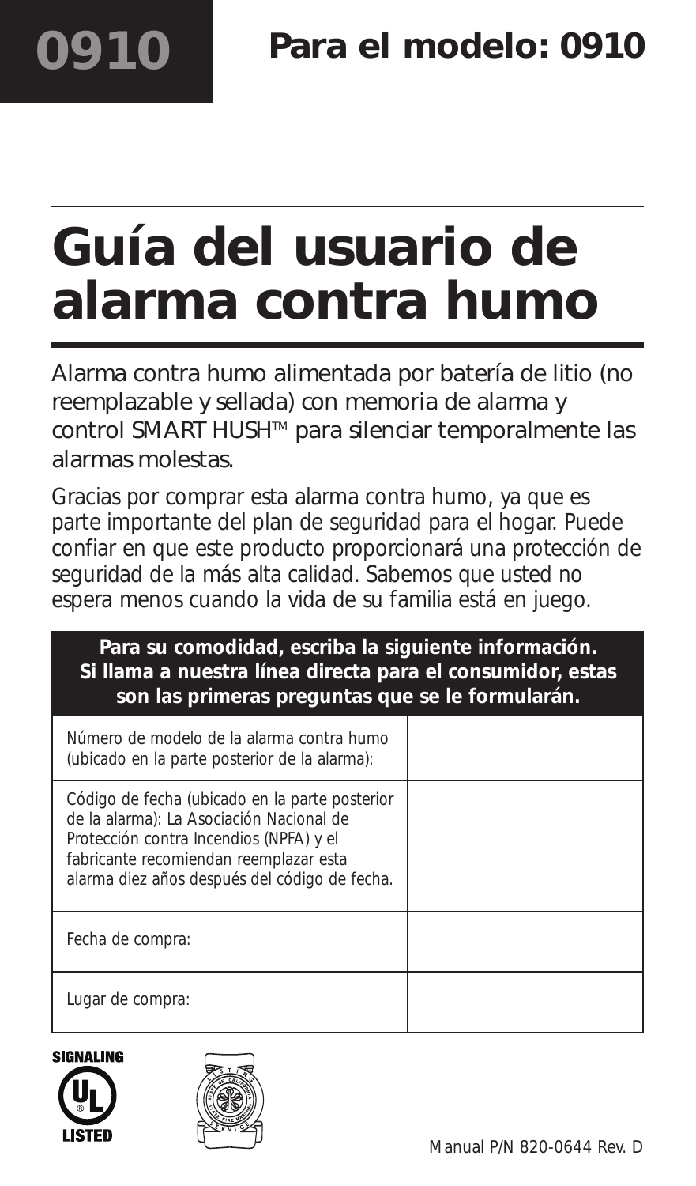0910

**Para el modelo: 0910**

# Guía del usuario de alarma contra humo

Alarma contra humo alimentada por batería de litio (no reemplazable y sellada) con memoria de alarma y control SMART HUSH™ para silenciar temporalmente las alarmas molestas.

Gracias por comprar esta alarma contra humo, ya que es parte importante del plan de seguridad para el hogar. Puede confiar en que este producto proporcionará una protección de seguridad de la más alta calidad. Sabemos que usted no espera menos cuando la vida de su familia está en juego.

| **Para su comodidad, escriba la siguiente información. Si llama a nuestra línea directa para el consumidor, estas son las primeras preguntas que se le formularán.** | |
|---|---|
| Número de modelo de la alarma contra humo (ubicado en la parte posterior de la alarma): | |
| Código de fecha (ubicado en la parte posterior de la alarma): La Asociación Nacional de Protección contra Incendios (NFPA) y el fabricante recomiendan reemplazar esta alarma diez años después del código de fecha. | |
| Fecha de compra: | |
| Lugar de compra: | |

SIGNALING UL LISTED

Manual P/N 820-0644 Rev. D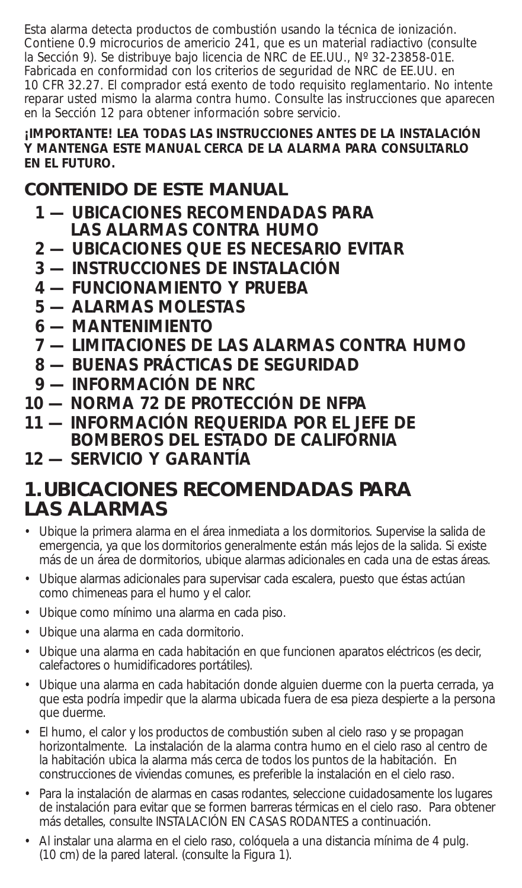Esta alarma detecta productos de combustión usando la técnica de ionización. Contiene 0.9 microcurios de americio 241, que es un material radiactivo (consulte la Sección 9). Se distribuye bajo licencia de NRC de EE.UU., Nº 32-23858-01E. Fabricada en conformidad con los criterios de seguridad de NRC de EE.UU. en 10 CFR 32.27. El comprador está exento de todo requisito reglamentario. No intente reparar usted mismo la alarma contra humo. Consulte las instrucciones que aparecen en la Sección 12 para obtener información sobre servicio.

**¡IMPORTANTE! LEA TODAS LAS INSTRUCCIONES ANTES DE LA INSTALACIÓN Y MANTENGA ESTE MANUAL CERCA DE LA ALARMA PARA CONSULTARLO EN EL FUTURO.**

## CONTENIDO DE ESTE MANUAL

**1 — UBICACIONES RECOMENDADAS PARA LAS ALARMAS CONTRA HUMO**
**2 — UBICACIONES QUE ES NECESARIO EVITAR**
**3 — INSTRUCCIONES DE INSTALACIÓN**
**4 — FUNCIONAMIENTO Y PRUEBA**
**5 — ALARMAS MOLESTAS**
**6 — MANTENIMIENTO**
**7 — LIMITACIONES DE LAS ALARMAS CONTRA HUMO**
**8 — BUENAS PRÁCTICAS DE SEGURIDAD**
**9 — INFORMACIÓN DE NRC**
**10 — NORMA 72 DE PROTECCIÓN DE NFPA**
**11 — INFORMACIÓN REQUERIDA POR EL JEFE DE BOMBEROS DEL ESTADO DE CALIFORNIA**
**12 — SERVICIO Y GARANTÍA**

# 1. UBICACIONES RECOMENDADAS PARA LAS ALARMAS

- Ubique la primera alarma en el área inmediata a los dormitorios. Supervise la salida de emergencia, ya que los dormitorios generalmente están más lejos de la salida. Si existe más de un área de dormitorios, ubique alarmas adicionales en cada una de estas áreas.
- Ubique alarmas adicionales para supervisar cada escalera, puesto que éstas actúan como chimeneas para el humo y el calor.
- Ubique como mínimo una alarma en cada piso.
- Ubique una alarma en cada dormitorio.
- Ubique una alarma en cada habitación en que funcionen aparatos eléctricos (es decir, calefactores o humidificadores portátiles).
- Ubique una alarma en cada habitación donde alguien duerme con la puerta cerrada, ya que esta podría impedir que la alarma ubicada fuera de esa pieza despierte a la persona que duerme.
- El humo, el calor y los productos de combustión suben al cielo raso y se propagan horizontalmente. La instalación de la alarma contra humo en el cielo raso al centro de la habitación ubica la alarma más cerca de todos los puntos de la habitación. En construcciones de viviendas comunes, es preferible la instalación en el cielo raso.
- Para la instalación de alarmas en casas rodantes, seleccione cuidadosamente los lugares de instalación para evitar que se formen barreras térmicas en el cielo raso. Para obtener más detalles, consulte INSTALACIÓN EN CASAS RODANTES a continuación.
- Al instalar una alarma en el cielo raso, colóquela a una distancia mínima de 4 pulg. (10 cm) de la pared lateral. (consulte la Figura 1).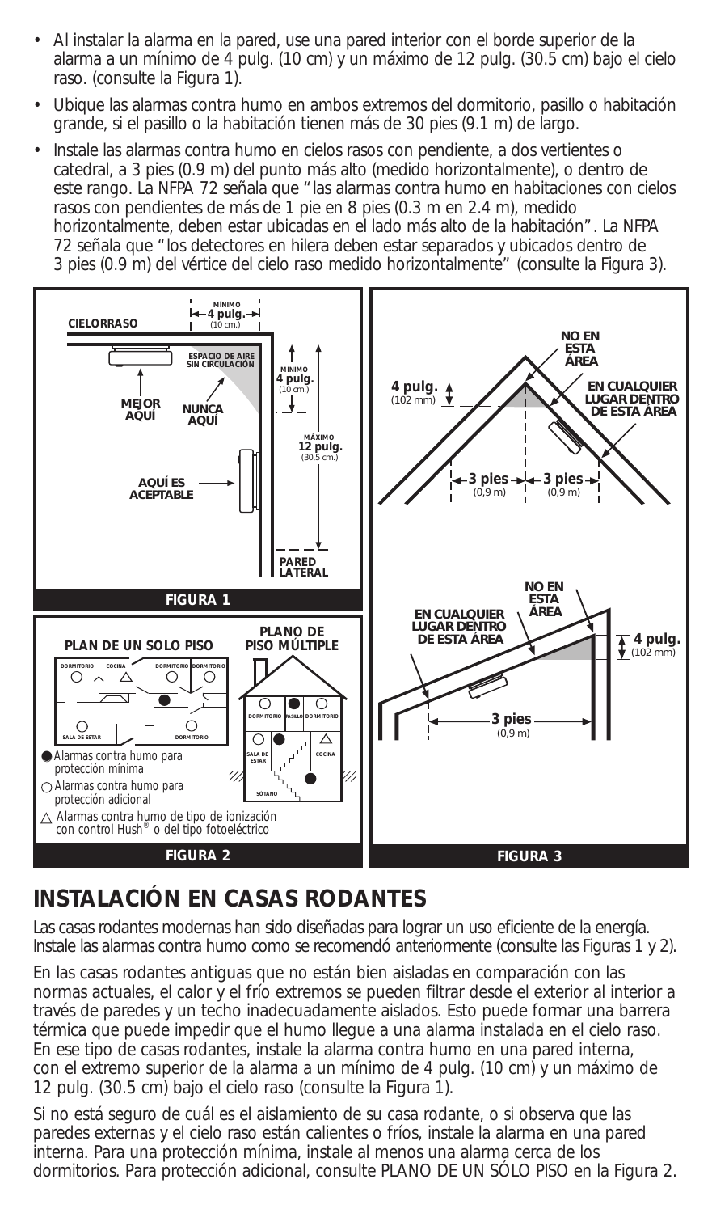- Al instalar la alarma en la pared, use una pared interior con el borde superior de la alarma a un mínimo de 4 pulg. (10 cm) y un máximo de 12 pulg. (30.5 cm) bajo el cielo raso. (consulte la Figura 1).
- Ubique las alarmas contra humo en ambos extremos del dormitorio, pasillo o habitación grande, si el pasillo o la habitación tienen más de 30 pies (9.1 m) de largo.
- Instale las alarmas contra humo en cielos rasos con pendiente, a dos vertientes o catedral, a 3 pies (0.9 m) del punto más alto (medido horizontalmente), o dentro de este rango. La NFPA 72 señala que "las alarmas contra humo en habitaciones con cielos rasos con pendientes de más de 1 pie en 8 pies (0.3 m en 2.4 m), medido horizontalmente, deben estar ubicadas en el lado más alto de la habitación". La NFPA 72 señala que "los detectores en hilera deben estar separados y ubicados dentro de 3 pies (0.9 m) del vértice del cielo raso medido horizontalmente" (consulte la Figura 3).

CIELORRASO — MÍNIMO 4 pulg. (10 cm.) — ESPACIO DE AIRE SIN CIRCULACIÓN — MÍNIMO 4 pulg. (10 cm.) — MÁXIMO 12 pulg. (30,5 cm.) — MEJOR AQUÍ — NUNCA AQUÍ — AQUÍ ES ACEPTABLE — PARED LATERAL

**FIGURA 1**

PLAN DE UN SOLO PISO — PLANO DE PISO MÚLTIPLE — DORMITORIO — COCINA — DORMITORIO — DORMITORIO — SALA DE ESTAR — DORMITORIO — PASILLO — SALA DE ESTAR — COCINA — SÓTANO

● Alarmas contra humo para protección mínima
○ Alarmas contra humo para protección adicional
△ Alarmas contra humo de tipo de ionización con control Hush® o del tipo fotoeléctrico

**FIGURA 2**

NO EN ESTA ÁREA — 4 pulg. (102 mm) — EN CUALQUIER LUGAR DENTRO DE ESTA ÁREA — 3 pies (0,9 m) — 3 pies (0,9 m)

NO EN ESTA ÁREA — EN CUALQUIER LUGAR DENTRO DE ESTA ÁREA — 4 pulg. (102 mm) — 3 pies (0,9 m)

**FIGURA 3**

## INSTALACIÓN EN CASAS RODANTES

Las casas rodantes modernas han sido diseñadas para lograr un uso eficiente de la energía. Instale las alarmas contra humo como se recomendó anteriormente (consulte las Figuras 1 y 2).

En las casas rodantes antiguas que no están bien aisladas en comparación con las normas actuales, el calor y el frío extremos se pueden filtrar desde el exterior al interior a través de paredes y un techo inadecuadamente aislados. Esto puede formar una barrera térmica que puede impedir que el humo llegue a una alarma instalada en el cielo raso. En ese tipo de casas rodantes, instale la alarma contra humo en una pared interna, con el extremo superior de la alarma a un mínimo de 4 pulg. (10 cm) y un máximo de 12 pulg. (30.5 cm) bajo el cielo raso (consulte la Figura 1).

Si no está seguro de cuál es el aislamiento de su casa rodante, o si observa que las paredes externas y el cielo raso están calientes o fríos, instale la alarma en una pared interna. Para una protección mínima, instale al menos una alarma cerca de los dormitorios. Para protección adicional, consulte PLANO DE UN SÓLO PISO en la Figura 2.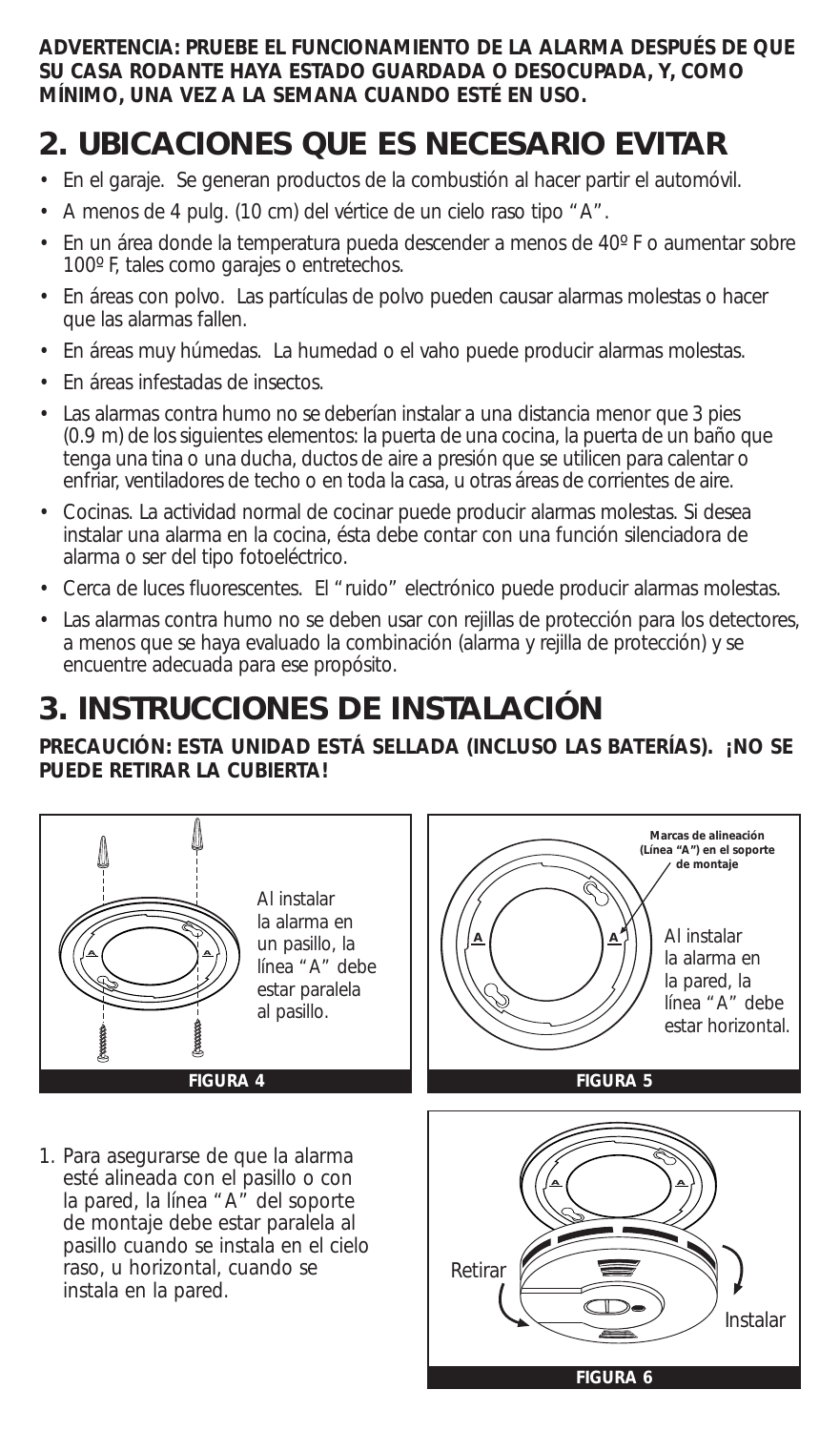**ADVERTENCIA: PRUEBE EL FUNCIONAMIENTO DE LA ALARMA DESPUÉS DE QUE SU CASA RODANTE HAYA ESTADO GUARDADA O DESOCUPADA, Y, COMO MÍNIMO, UNA VEZ A LA SEMANA CUANDO ESTÉ EN USO.**

## 2. UBICACIONES QUE ES NECESARIO EVITAR

- En el garaje. Se generan productos de la combustión al hacer partir el automóvil.
- A menos de 4 pulg. (10 cm) del vértice de un cielo raso tipo "A".
- En un área donde la temperatura pueda descender a menos de 40º F o aumentar sobre 100º F, tales como garajes o entretechos.
- En áreas con polvo. Las partículas de polvo pueden causar alarmas molestas o hacer que las alarmas fallen.
- En áreas muy húmedas. La humedad o el vaho puede producir alarmas molestas.
- En áreas infestadas de insectos.
- Las alarmas contra humo no se deberían instalar a una distancia menor que 3 pies (0.9 m) de los siguientes elementos: la puerta de una cocina, la puerta de un baño que tenga una tina o una ducha, ductos de aire a presión que se utilicen para calentar o enfriar, ventiladores de techo o en toda la casa, u otras áreas de corrientes de aire.
- Cocinas. La actividad normal de cocinar puede producir alarmas molestas. Si desea instalar una alarma en la cocina, ésta debe contar con una función silenciadora de alarma o ser del tipo fotoeléctrico.
- Cerca de luces fluorescentes. El "ruido" electrónico puede producir alarmas molestas.
- Las alarmas contra humo no se deben usar con rejillas de protección para los detectores, a menos que se haya evaluado la combinación (alarma y rejilla de protección) y se encuentre adecuada para ese propósito.

## 3. INSTRUCCIONES DE INSTALACIÓN

**PRECAUCIÓN: ESTA UNIDAD ESTÁ SELLADA (INCLUSO LAS BATERÍAS). ¡NO SE PUEDE RETIRAR LA CUBIERTA!**

Al instalar la alarma en un pasillo, la línea "A" debe estar paralela al pasillo.

**FIGURA 4**

Marcas de alineación (Línea "A") en el soporte de montaje

Al instalar la alarma en la pared, la línea "A" debe estar horizontal.

**FIGURA 5**

1. Para asegurarse de que la alarma esté alineada con el pasillo o con la pared, la línea "A" del soporte de montaje debe estar paralela al pasillo cuando se instala en el cielo raso, u horizontal, cuando se instala en la pared.

Retirar

Instalar

**FIGURA 6**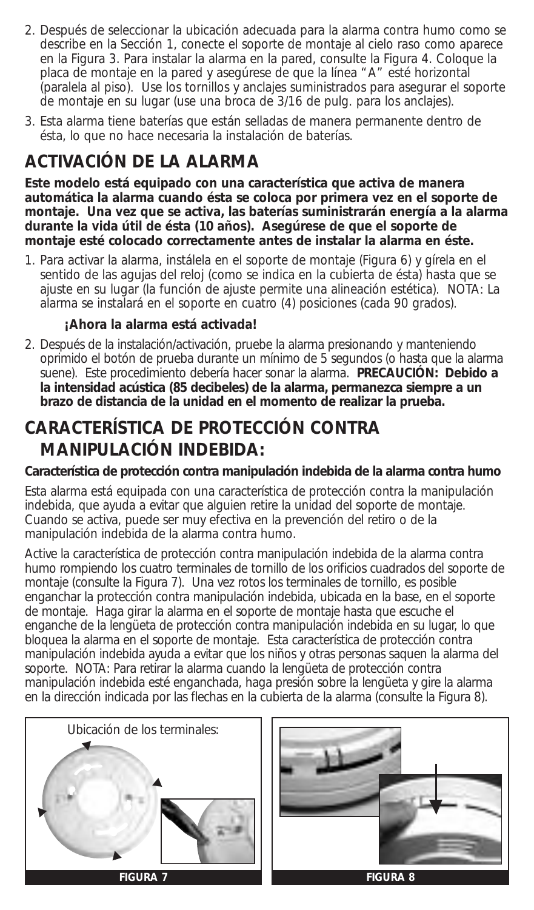2. Después de seleccionar la ubicación adecuada para la alarma contra humo como se describe en la Sección 1, conecte el soporte de montaje al cielo raso como aparece en la Figura 3. Para instalar la alarma en la pared, consulte la Figura 4. Coloque la placa de montaje en la pared y asegúrese de que la línea "A" esté horizontal (paralela al piso). Use los tornillos y anclajes suministrados para asegurar el soporte de montaje en su lugar (use una broca de 3/16 de pulg. para los anclajes).
3. Esta alarma tiene baterías que están selladas de manera permanente dentro de ésta, lo que no hace necesaria la instalación de baterías.

## ACTIVACIÓN DE LA ALARMA

**Este modelo está equipado con una característica que activa de manera automática la alarma cuando ésta se coloca por primera vez en el soporte de montaje. Una vez que se activa, las baterías suministrarán energía a la alarma durante la vida útil de ésta (10 años). Asegúrese de que el soporte de montaje esté colocado correctamente antes de instalar la alarma en éste.**

1. Para activar la alarma, instálela en el soporte de montaje (Figura 6) y gírela en el sentido de las agujas del reloj (como se indica en la cubierta de ésta) hasta que se ajuste en su lugar (la función de ajuste permite una alineación estética). NOTA: La alarma se instalará en el soporte en cuatro (4) posiciones (cada 90 grados).

   **¡Ahora la alarma está activada!**

2. Después de la instalación/activación, pruebe la alarma presionando y manteniendo oprimido el botón de prueba durante un mínimo de 5 segundos (o hasta que la alarma suene). Este procedimiento debería hacer sonar la alarma. **PRECAUCIÓN: Debido a la intensidad acústica (85 decibeles) de la alarma, permanezca siempre a un brazo de distancia de la unidad en el momento de realizar la prueba.**

## CARACTERÍSTICA DE PROTECCIÓN CONTRA MANIPULACIÓN INDEBIDA:

**Característica de protección contra manipulación indebida de la alarma contra humo**

Esta alarma está equipada con una característica de protección contra la manipulación indebida, que ayuda a evitar que alguien retire la unidad del soporte de montaje. Cuando se activa, puede ser muy efectiva en la prevención del retiro o de la manipulación indebida de la alarma contra humo.

Active la característica de protección contra manipulación indebida de la alarma contra humo rompiendo los cuatro terminales de tornillo de los orificios cuadrados del soporte de montaje (consulte la Figura 7). Una vez rotos los terminales de tornillo, es posible enganchar la protección contra manipulación indebida, ubicada en la base, en el soporte de montaje. Haga girar la alarma en el soporte de montaje hasta que escuche el enganche de la lengüeta de protección contra manipulación indebida en su lugar, lo que bloquea la alarma en el soporte de montaje. Esta característica de protección contra manipulación indebida ayuda a evitar que los niños y otras personas saquen la alarma del soporte. NOTA: Para retirar la alarma cuando la lengüeta de protección contra manipulación indebida esté enganchada, haga presión sobre la lengüeta y gire la alarma en la dirección indicada por las flechas en la cubierta de la alarma (consulte la Figura 8).

Ubicación de los terminales:

**FIGURA 7**

**FIGURA 8**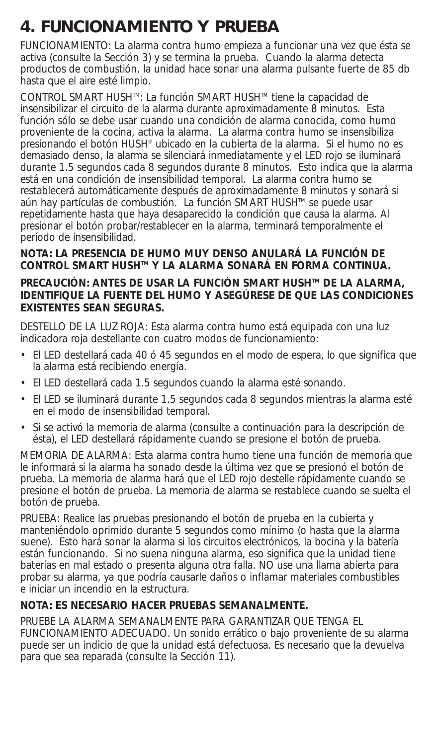# 4. FUNCIONAMIENTO Y PRUEBA

FUNCIONAMIENTO: La alarma contra humo empieza a funcionar una vez que ésta se activa (consulte la Sección 3) y se termina la prueba. Cuando la alarma detecta productos de combustión, la unidad hace sonar una alarma pulsante fuerte de 85 db hasta que el aire esté limpio.

CONTROL SMART HUSH™: La función SMART HUSH™ tiene la capacidad de insensibilizar el circuito de la alarma durante aproximadamente 8 minutos. Esta función sólo se debe usar cuando una condición de alarma conocida, como humo proveniente de la cocina, activa la alarma. La alarma contra humo se insensibiliza presionando el botón HUSH® ubicado en la cubierta de la alarma. Si el humo no es demasiado denso, la alarma se silenciará inmediatamente y el LED rojo se iluminará durante 1.5 segundos cada 8 segundos durante 8 minutos. Esto indica que la alarma está en una condición de insensibilidad temporal. La alarma contra humo se restablecerá automáticamente después de aproximadamente 8 minutos y sonará si aún hay partículas de combustión. La función SMART HUSH™ se puede usar repetidamente hasta que haya desaparecido la condición que causa la alarma. Al presionar el botón probar/restablecer en la alarma, terminará temporalmente el período de insensibilidad.

**NOTA: LA PRESENCIA DE HUMO MUY DENSO ANULARÁ LA FUNCIÓN DE CONTROL SMART HUSH™ Y LA ALARMA SONARÁ EN FORMA CONTINUA.**

**PRECAUCIÓN: ANTES DE USAR LA FUNCIÓN SMART HUSH™ DE LA ALARMA, IDENTIFIQUE LA FUENTE DEL HUMO Y ASEGÚRESE DE QUE LAS CONDICIONES EXISTENTES SEAN SEGURAS.**

DESTELLO DE LA LUZ ROJA: Esta alarma contra humo está equipada con una luz indicadora roja destellante con cuatro modos de funcionamiento:

- El LED destellará cada 40 ó 45 segundos en el modo de espera, lo que significa que la alarma está recibiendo energía.
- El LED destellará cada 1.5 segundos cuando la alarma esté sonando.
- El LED se iluminará durante 1.5 segundos cada 8 segundos mientras la alarma esté en el modo de insensibilidad temporal.
- Si se activó la memoria de alarma (consulte a continuación para la descripción de ésta), el LED destellará rápidamente cuando se presione el botón de prueba.

MEMORIA DE ALARMA: Esta alarma contra humo tiene una función de memoria que le informará si la alarma ha sonado desde la última vez que se presionó el botón de prueba. La memoria de alarma hará que el LED rojo destelle rápidamente cuando se presione el botón de prueba. La memoria de alarma se restablece cuando se suelta el botón de prueba.

PRUEBA: Realice las pruebas presionando el botón de prueba en la cubierta y manteniéndolo oprimido durante 5 segundos como mínimo (o hasta que la alarma suene). Esto hará sonar la alarma si los circuitos electrónicos, la bocina y la batería están funcionando. Si no suena ninguna alarma, eso significa que la unidad tiene baterías en mal estado o presenta alguna otra falla. NO use una llama abierta para probar su alarma, ya que podría causarle daños o inflamar materiales combustibles e iniciar un incendio en la estructura.

**NOTA: ES NECESARIO HACER PRUEBAS SEMANALMENTE.**

PRUEBE LA ALARMA SEMANALMENTE PARA GARANTIZAR QUE TENGA EL FUNCIONAMIENTO ADECUADO. Un sonido errático o bajo proveniente de su alarma puede ser un indicio de que la unidad está defectuosa. Es necesario que la devuelva para que sea reparada (consulte la Sección 11).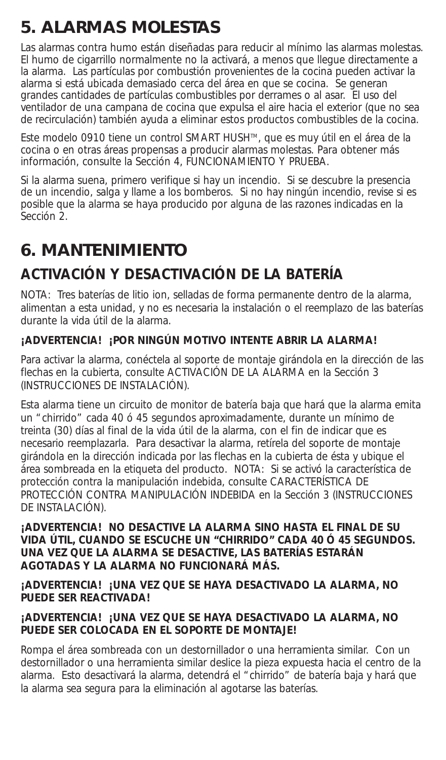# 5. ALARMAS MOLESTAS

Las alarmas contra humo están diseñadas para reducir al mínimo las alarmas molestas. El humo de cigarrillo normalmente no la activará, a menos que llegue directamente a la alarma. Las partículas por combustión provenientes de la cocina pueden activar la alarma si está ubicada demasiado cerca del área en que se cocina. Se generan grandes cantidades de partículas combustibles por derrames o al asar. El uso del ventilador de una campana de cocina que expulsa el aire hacia el exterior (que no sea de recirculación) también ayuda a eliminar estos productos combustibles de la cocina.

Este modelo 0910 tiene un control SMART HUSH™, que es muy útil en el área de la cocina o en otras áreas propensas a producir alarmas molestas. Para obtener más información, consulte la Sección 4, FUNCIONAMIENTO Y PRUEBA.

Si la alarma suena, primero verifique si hay un incendio. Si se descubre la presencia de un incendio, salga y llame a los bomberos. Si no hay ningún incendio, revise si es posible que la alarma se haya producido por alguna de las razones indicadas en la Sección 2.

# 6. MANTENIMIENTO

## ACTIVACIÓN Y DESACTIVACIÓN DE LA BATERÍA

NOTA: Tres baterías de litio ion, selladas de forma permanente dentro de la alarma, alimentan a esta unidad, y no es necesaria la instalación o el reemplazo de las baterías durante la vida útil de la alarma.

**¡ADVERTENCIA! ¡POR NINGÚN MOTIVO INTENTE ABRIR LA ALARMA!**

Para activar la alarma, conéctela al soporte de montaje girándola en la dirección de las flechas en la cubierta, consulte ACTIVACIÓN DE LA ALARMA en la Sección 3 (INSTRUCCIONES DE INSTALACIÓN).

Esta alarma tiene un circuito de monitor de batería baja que hará que la alarma emita un "chirrido" cada 40 ó 45 segundos aproximadamente, durante un mínimo de treinta (30) días al final de la vida útil de la alarma, con el fin de indicar que es necesario reemplazarla. Para desactivar la alarma, retírela del soporte de montaje girándola en la dirección indicada por las flechas en la cubierta de ésta y ubique el área sombreada en la etiqueta del producto. NOTA: Si se activó la característica de protección contra la manipulación indebida, consulte CARACTERÍSTICA DE PROTECCIÓN CONTRA MANIPULACIÓN INDEBIDA en la Sección 3 (INSTRUCCIONES DE INSTALACIÓN).

**¡ADVERTENCIA! NO DESACTIVE LA ALARMA SINO HASTA EL FINAL DE SU VIDA ÚTIL, CUANDO SE ESCUCHE UN "CHIRRIDO" CADA 40 Ó 45 SEGUNDOS. UNA VEZ QUE LA ALARMA SE DESACTIVE, LAS BATERÍAS ESTARÁN AGOTADAS Y LA ALARMA NO FUNCIONARÁ MÁS.**

**¡ADVERTENCIA! ¡UNA VEZ QUE SE HAYA DESACTIVADO LA ALARMA, NO PUEDE SER REACTIVADA!**

**¡ADVERTENCIA! ¡UNA VEZ QUE SE HAYA DESACTIVADO LA ALARMA, NO PUEDE SER COLOCADA EN EL SOPORTE DE MONTAJE!**

Rompa el área sombreada con un destornillador o una herramienta similar. Con un destornillador o una herramienta similar deslice la pieza expuesta hacia el centro de la alarma. Esto desactivará la alarma, detendrá el "chirrido" de batería baja y hará que la alarma sea segura para la eliminación al agotarse las baterías.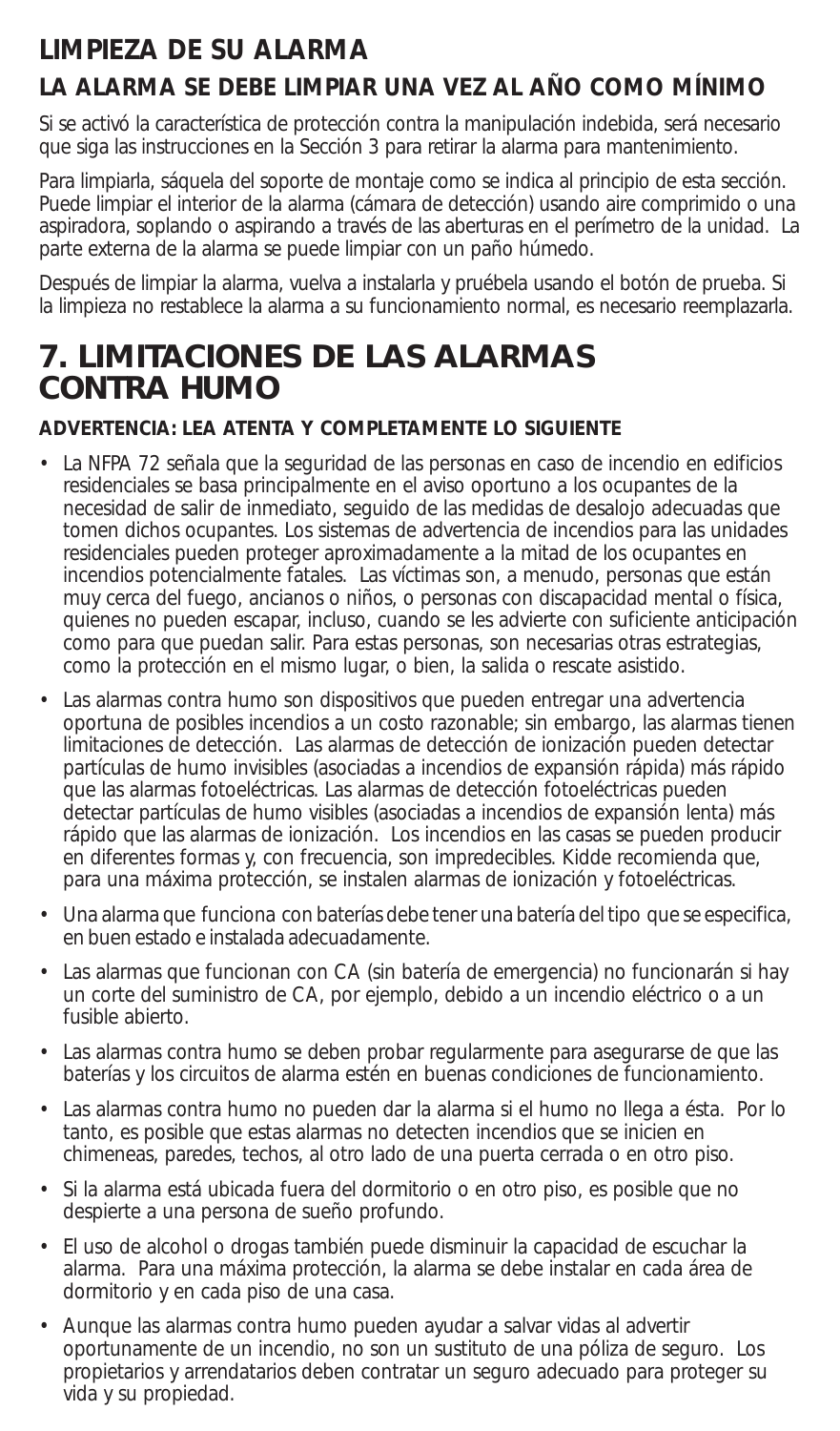## LIMPIEZA DE SU ALARMA

### LA ALARMA SE DEBE LIMPIAR UNA VEZ AL AÑO COMO MÍNIMO

Si se activó la característica de protección contra la manipulación indebida, será necesario que siga las instrucciones en la Sección 3 para retirar la alarma para mantenimiento.

Para limpiarla, sáquela del soporte de montaje como se indica al principio de esta sección. Puede limpiar el interior de la alarma (cámara de detección) usando aire comprimido o una aspiradora, soplando o aspirando a través de las aberturas en el perímetro de la unidad. La parte externa de la alarma se puede limpiar con un paño húmedo.

Después de limpiar la alarma, vuelva a instalarla y pruébela usando el botón de prueba. Si la limpieza no restablece la alarma a su funcionamiento normal, es necesario reemplazarla.

# 7. LIMITACIONES DE LAS ALARMAS CONTRA HUMO

**ADVERTENCIA: LEA ATENTA Y COMPLETAMENTE LO SIGUIENTE**

- La NFPA 72 señala que la seguridad de las personas en caso de incendio en edificios residenciales se basa principalmente en el aviso oportuno a los ocupantes de la necesidad de salir de inmediato, seguido de las medidas de desalojo adecuadas que tomen dichos ocupantes. Los sistemas de advertencia de incendios para las unidades residenciales pueden proteger aproximadamente a la mitad de los ocupantes en incendios potencialmente fatales. Las víctimas son, a menudo, personas que están muy cerca del fuego, ancianos o niños, o personas con discapacidad mental o física, quienes no pueden escapar, incluso, cuando se les advierte con suficiente anticipación como para que puedan salir. Para estas personas, son necesarias otras estrategias, como la protección en el mismo lugar, o bien, la salida o rescate asistido.
- Las alarmas contra humo son dispositivos que pueden entregar una advertencia oportuna de posibles incendios a un costo razonable; sin embargo, las alarmas tienen limitaciones de detección. Las alarmas de detección de ionización pueden detectar partículas de humo invisibles (asociadas a incendios de expansión rápida) más rápido que las alarmas fotoeléctricas. Las alarmas de detección fotoeléctricas pueden detectar partículas de humo visibles (asociadas a incendios de expansión lenta) más rápido que las alarmas de ionización. Los incendios en las casas se pueden producir en diferentes formas y, con frecuencia, son impredecibles. Kidde recomienda que, para una máxima protección, se instalen alarmas de ionización y fotoeléctricas.
- Una alarma que funciona con baterías debe tener una batería del tipo que se especifica, en buen estado e instalada adecuadamente.
- Las alarmas que funcionan con CA (sin batería de emergencia) no funcionarán si hay un corte del suministro de CA, por ejemplo, debido a un incendio eléctrico o a un fusible abierto.
- Las alarmas contra humo se deben probar regularmente para asegurarse de que las baterías y los circuitos de alarma estén en buenas condiciones de funcionamiento.
- Las alarmas contra humo no pueden dar la alarma si el humo no llega a ésta. Por lo tanto, es posible que estas alarmas no detecten incendios que se inicien en chimeneas, paredes, techos, al otro lado de una puerta cerrada o en otro piso.
- Si la alarma está ubicada fuera del dormitorio o en otro piso, es posible que no despierte a una persona de sueño profundo.
- El uso de alcohol o drogas también puede disminuir la capacidad de escuchar la alarma. Para una máxima protección, la alarma se debe instalar en cada área de dormitorio y en cada piso de una casa.
- Aunque las alarmas contra humo pueden ayudar a salvar vidas al advertir oportunamente de un incendio, no son un sustituto de una póliza de seguro. Los propietarios y arrendatarios deben contratar un seguro adecuado para proteger su vida y su propiedad.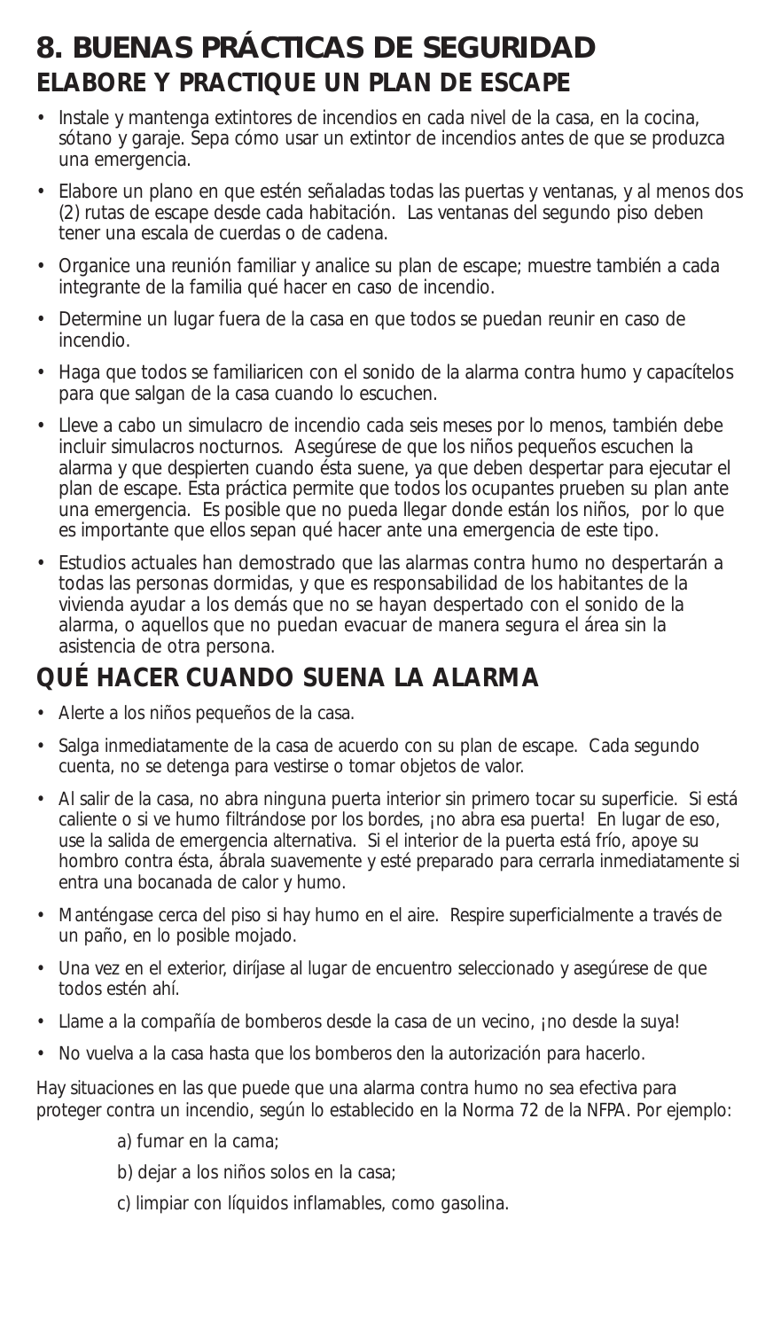# 8. BUENAS PRÁCTICAS DE SEGURIDAD

## ELABORE Y PRACTIQUE UN PLAN DE ESCAPE

- Instale y mantenga extintores de incendios en cada nivel de la casa, en la cocina, sótano y garaje. Sepa cómo usar un extintor de incendios antes de que se produzca una emergencia.
- Elabore un plano en que estén señaladas todas las puertas y ventanas, y al menos dos (2) rutas de escape desde cada habitación. Las ventanas del segundo piso deben tener una escala de cuerdas o de cadena.
- Organice una reunión familiar y analice su plan de escape; muestre también a cada integrante de la familia qué hacer en caso de incendio.
- Determine un lugar fuera de la casa en que todos se puedan reunir en caso de incendio.
- Haga que todos se familiaricen con el sonido de la alarma contra humo y capacítelos para que salgan de la casa cuando lo escuchen.
- Lleve a cabo un simulacro de incendio cada seis meses por lo menos, también debe incluir simulacros nocturnos. Asegúrese de que los niños pequeños escuchen la alarma y que despierten cuando ésta suene, ya que deben despertar para ejecutar el plan de escape. Esta práctica permite que todos los ocupantes prueben su plan ante una emergencia. Es posible que no pueda llegar donde están los niños, por lo que es importante que ellos sepan qué hacer ante una emergencia de este tipo.
- Estudios actuales han demostrado que las alarmas contra humo no despertarán a todas las personas dormidas, y que es responsabilidad de los habitantes de la vivienda ayudar a los demás que no se hayan despertado con el sonido de la alarma, o aquellos que no puedan evacuar de manera segura el área sin la asistencia de otra persona.

## QUÉ HACER CUANDO SUENA LA ALARMA

- Alerte a los niños pequeños de la casa.
- Salga inmediatamente de la casa de acuerdo con su plan de escape. Cada segundo cuenta, no se detenga para vestirse o tomar objetos de valor.
- Al salir de la casa, no abra ninguna puerta interior sin primero tocar su superficie. Si está caliente o si ve humo filtrándose por los bordes, ¡no abra esa puerta! En lugar de eso, use la salida de emergencia alternativa. Si el interior de la puerta está frío, apoye su hombro contra ésta, ábrala suavemente y esté preparado para cerrarla inmediatamente si entra una bocanada de calor y humo.
- Manténgase cerca del piso si hay humo en el aire. Respire superficialmente a través de un paño, en lo posible mojado.
- Una vez en el exterior, diríjase al lugar de encuentro seleccionado y asegúrese de que todos estén ahí.
- Llame a la compañía de bomberos desde la casa de un vecino, ¡no desde la suya!
- No vuelva a la casa hasta que los bomberos den la autorización para hacerlo.

Hay situaciones en las que puede que una alarma contra humo no sea efectiva para proteger contra un incendio, según lo establecido en la Norma 72 de la NFPA. Por ejemplo:

a) fumar en la cama;

b) dejar a los niños solos en la casa;

c) limpiar con líquidos inflamables, como gasolina.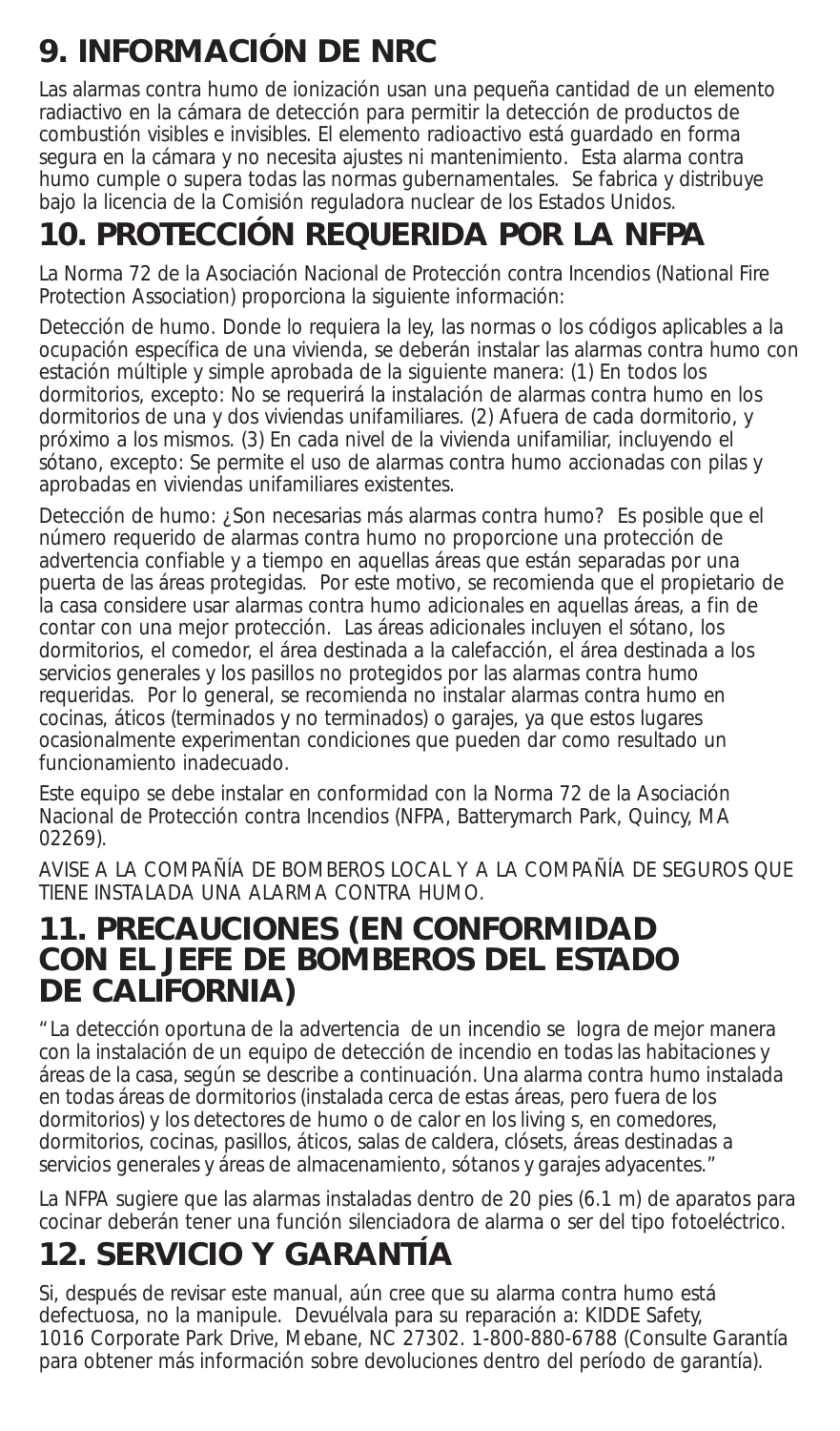# 9. INFORMACIÓN DE NRC

Las alarmas contra humo de ionización usan una pequeña cantidad de un elemento radiactivo en la cámara de detección para permitir la detección de productos de combustión visibles e invisibles. El elemento radioactivo está guardado en forma segura en la cámara y no necesita ajustes ni mantenimiento. Esta alarma contra humo cumple o supera todas las normas gubernamentales. Se fabrica y distribuye bajo la licencia de la Comisión reguladora nuclear de los Estados Unidos.

# 10. PROTECCIÓN REQUERIDA POR LA NFPA

La Norma 72 de la Asociación Nacional de Protección contra Incendios (National Fire Protection Association) proporciona la siguiente información:

Detección de humo. Donde lo requiera la ley, las normas o los códigos aplicables a la ocupación específica de una vivienda, se deberán instalar las alarmas contra humo con estación múltiple y simple aprobada de la siguiente manera: (1) En todos los dormitorios, excepto: No se requerirá la instalación de alarmas contra humo en los dormitorios de una y dos viviendas unifamiliares. (2) Afuera de cada dormitorio, y próximo a los mismos. (3) En cada nivel de la vivienda unifamiliar, incluyendo el sótano, excepto: Se permite el uso de alarmas contra humo accionadas con pilas y aprobadas en viviendas unifamiliares existentes.

Detección de humo: ¿Son necesarias más alarmas contra humo? Es posible que el número requerido de alarmas contra humo no proporcione una protección de advertencia confiable y a tiempo en aquellas áreas que están separadas por una puerta de las áreas protegidas. Por este motivo, se recomienda que el propietario de la casa considere usar alarmas contra humo adicionales en aquellas áreas, a fin de contar con una mejor protección. Las áreas adicionales incluyen el sótano, los dormitorios, el comedor, el área destinada a la calefacción, el área destinada a los servicios generales y los pasillos no protegidos por las alarmas contra humo requeridas. Por lo general, se recomienda no instalar alarmas contra humo en cocinas, áticos (terminados y no terminados) o garajes, ya que estos lugares ocasionalmente experimentan condiciones que pueden dar como resultado un funcionamiento inadecuado.

Este equipo se debe instalar en conformidad con la Norma 72 de la Asociación Nacional de Protección contra Incendios (NFPA, Batterymarch Park, Quincy, MA 02269).

AVISE A LA COMPAÑÍA DE BOMBEROS LOCAL Y A LA COMPAÑÍA DE SEGUROS QUE TIENE INSTALADA UNA ALARMA CONTRA HUMO.

# 11. PRECAUCIONES (EN CONFORMIDAD CON EL JEFE DE BOMBEROS DEL ESTADO DE CALIFORNIA)

"La detección oportuna de la advertencia de un incendio se logra de mejor manera con la instalación de un equipo de detección de incendio en todas las habitaciones y áreas de la casa, según se describe a continuación. Una alarma contra humo instalada en todas áreas de dormitorios (instalada cerca de estas áreas, pero fuera de los dormitorios) y los detectores de humo o de calor en los living s, en comedores, dormitorios, cocinas, pasillos, áticos, salas de caldera, clósets, áreas destinadas a servicios generales y áreas de almacenamiento, sótanos y garajes adyacentes."

La NFPA sugiere que las alarmas instaladas dentro de 20 pies (6.1 m) de aparatos para cocinar deberán tener una función silenciadora de alarma o ser del tipo fotoeléctrico.

# 12. SERVICIO Y GARANTÍA

Si, después de revisar este manual, aún cree que su alarma contra humo está defectuosa, no la manipule. Devuélvala para su reparación a: KIDDE Safety, 1016 Corporate Park Drive, Mebane, NC 27302. 1-800-880-6788 (Consulte Garantía para obtener más información sobre devoluciones dentro del período de garantía).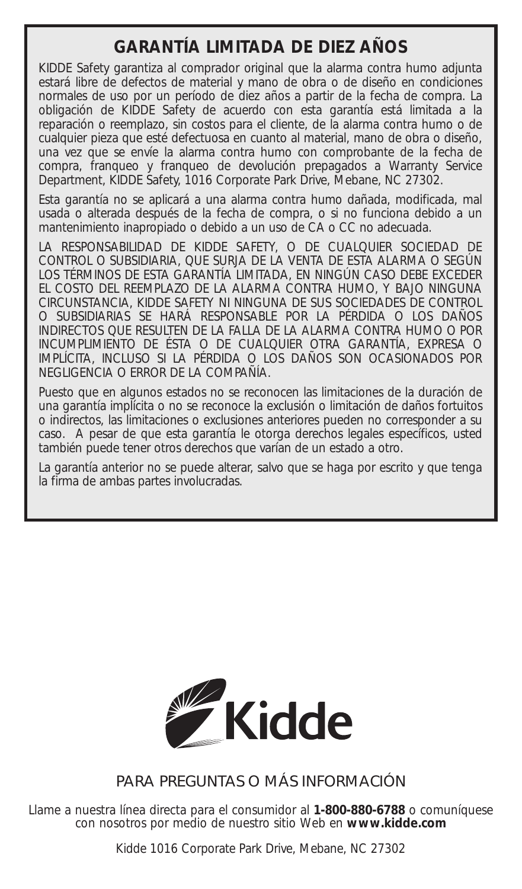## GARANTÍA LIMITADA DE DIEZ AÑOS

KIDDE Safety garantiza al comprador original que la alarma contra humo adjunta estará libre de defectos de material y mano de obra o de diseño en condiciones normales de uso por un período de diez años a partir de la fecha de compra. La obligación de KIDDE Safety de acuerdo con esta garantía está limitada a la reparación o reemplazo, sin costos para el cliente, de la alarma contra humo o de cualquier pieza que esté defectuosa en cuanto al material, mano de obra o diseño, una vez que se envíe la alarma contra humo con comprobante de la fecha de compra, franqueo y franqueo de devolución prepagados a Warranty Service Department, KIDDE Safety, 1016 Corporate Park Drive, Mebane, NC 27302.

Esta garantía no se aplicará a una alarma contra humo dañada, modificada, mal usada o alterada después de la fecha de compra, o si no funciona debido a un mantenimiento inapropiado o debido a un uso de CA o CC no adecuada.

LA RESPONSABILIDAD DE KIDDE SAFETY, O DE CUALQUIER SOCIEDAD DE CONTROL O SUBSIDIARIA, QUE SURJA DE LA VENTA DE ESTA ALARMA O SEGÚN LOS TÉRMINOS DE ESTA GARANTÍA LIMITADA, EN NINGÚN CASO DEBE EXCEDER EL COSTO DEL REEMPLAZO DE LA ALARMA CONTRA HUMO, Y BAJO NINGUNA CIRCUNSTANCIA, KIDDE SAFETY NI NINGUNA DE SUS SOCIEDADES DE CONTROL O SUBSIDIARIAS SE HARÁ RESPONSABLE POR LA PÉRDIDA O LOS DAÑOS INDIRECTOS QUE RESULTEN DE LA FALLA DE LA ALARMA CONTRA HUMO O POR INCUMPLIMIENTO DE ÉSTA O DE CUALQUIER OTRA GARANTÍA, EXPRESA O IMPLÍCITA, INCLUSO SI LA PÉRDIDA O LOS DAÑOS SON OCASIONADOS POR NEGLIGENCIA O ERROR DE LA COMPAÑÍA.

Puesto que en algunos estados no se reconocen las limitaciones de la duración de una garantía implícita o no se reconoce la exclusión o limitación de daños fortuitos o indirectos, las limitaciones o exclusiones anteriores pueden no corresponder a su caso. A pesar de que esta garantía le otorga derechos legales específicos, usted también puede tener otros derechos que varían de un estado a otro.

La garantía anterior no se puede alterar, salvo que se haga por escrito y que tenga la firma de ambas partes involucradas.

Kidde

PARA PREGUNTAS O MÁS INFORMACIÓN

Llame a nuestra línea directa para el consumidor al **1-800-880-6788** o comuníquese con nosotros por medio de nuestro sitio Web en **www.kidde.com**

Kidde 1016 Corporate Park Drive, Mebane, NC 27302